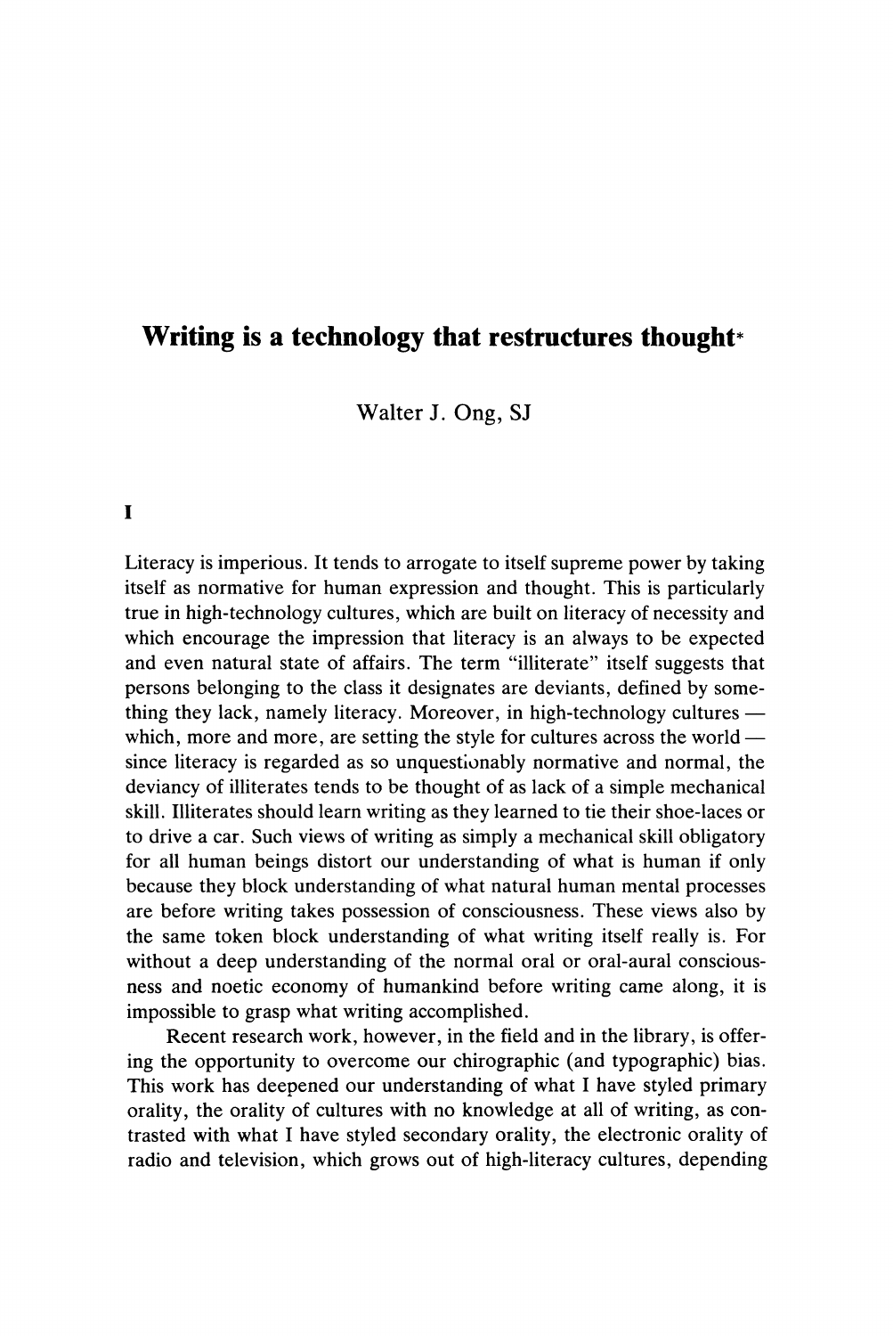# Writing is a technology that restructures thought*

Walter J. Ong, SJ

## I

Literacy is imperious. It tends to arrogate to itself supreme power by taking itself as normative for human expression and thought. This is particularly true in high-technology cultures, which are built on literacy of necessity and which encourage the impression that literacy is an always to be expected and even natural state of affairs. The term "illiterate" itself suggests that persons belonging to the class it designates are deviants, defined by something they lack, namely literacy. Moreover, in high-technology cultures — which, more and more, are setting the style for cultures across the world — since literacy is regarded as so unquestionably normative and normal, the deviancy of illiterates tends to be thought of as lack of a simple mechanical skill. Illiterates should learn writing as they learned to tie their shoe-laces or to drive a car. Such views of writing as simply a mechanical skill obligatory for all human beings distort our understanding of what is human if only because they block understanding of what natural human mental processes are before writing takes possession of consciousness. These views also by the same token block understanding of what writing itself really is. For without a deep understanding of the normal oral or oral-aural consciousness and noetic economy of humankind before writing came along, it is impossible to grasp what writing accomplished.

Recent research work, however, in the field and in the library, is offering the opportunity to overcome our chirographic (and typographic) bias. This work has deepened our understanding of what I have styled primary orality, the orality of cultures with no knowledge at all of writing, as contrasted with what I have styled secondary orality, the electronic orality of radio and television, which grows out of high-literacy cultures, depending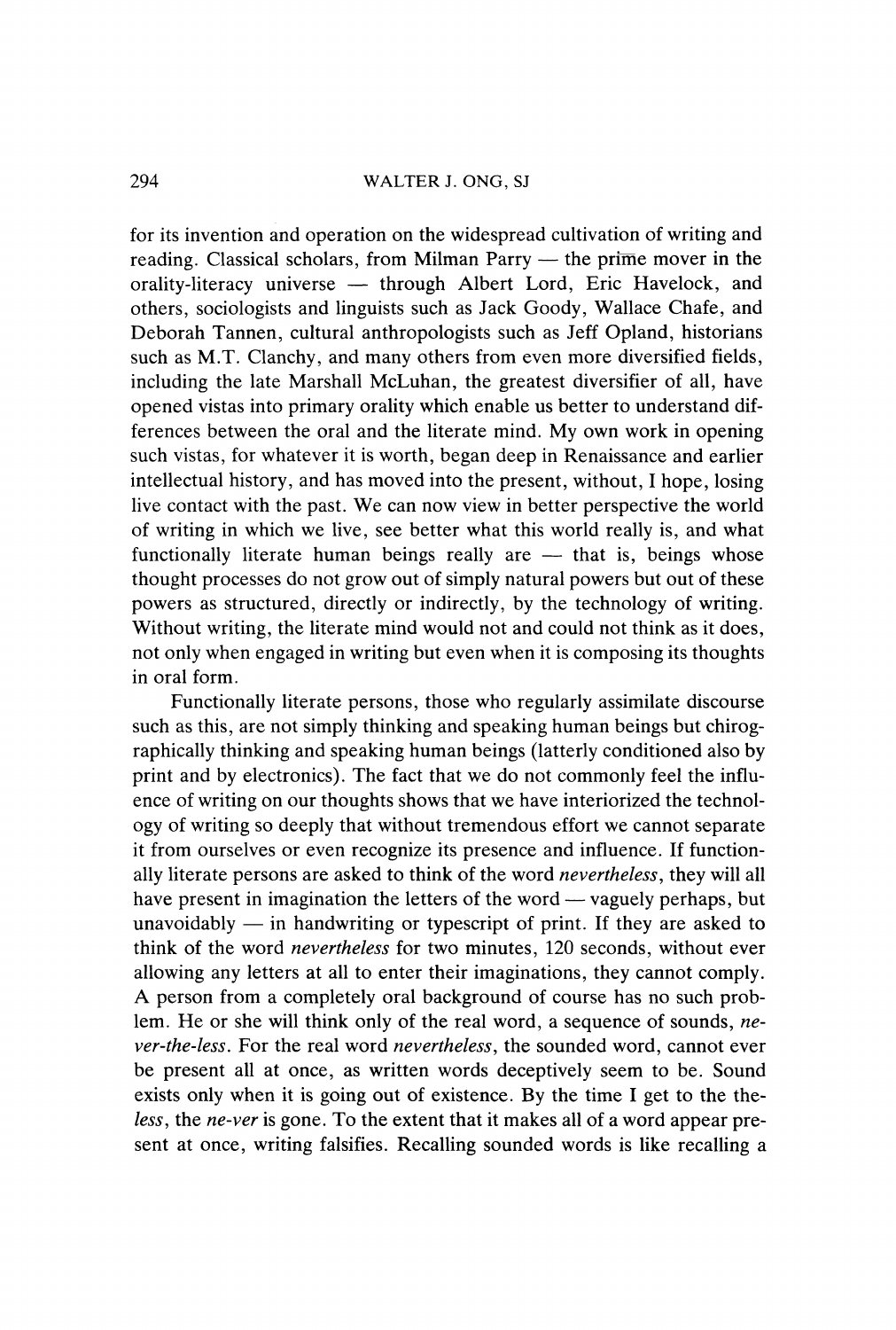for its invention and operation on the widespread cultivation of writing and reading. Classical scholars, from Milman Parry — the prime mover in the orality-literacy universe — through Albert Lord, Eric Havelock, and others, sociologists and linguists such as Jack Goody, Wallace Chafe, and Deborah Tannen, cultural anthropologists such as Jeff Opland, historians such as M.T. Clanchy, and many others from even more diversified fields, including the late Marshall McLuhan, the greatest diversifier of all, have opened vistas into primary orality which enable us better to understand differences between the oral and the literate mind. My own work in opening such vistas, for whatever it is worth, began deep in Renaissance and earlier intellectual history, and has moved into the present, without, I hope, losing live contact with the past. We can now view in better perspective the world of writing in which we live, see better what this world really is, and what functionally literate human beings really are — that is, beings whose thought processes do not grow out of simply natural powers but out of these powers as structured, directly or indirectly, by the technology of writing. Without writing, the literate mind would not and could not think as it does, not only when engaged in writing but even when it is composing its thoughts in oral form.

Functionally literate persons, those who regularly assimilate discourse such as this, are not simply thinking and speaking human beings but chirographically thinking and speaking human beings (latterly conditioned also by print and by electronics). The fact that we do not commonly feel the influence of writing on our thoughts shows that we have interiorized the technology of writing so deeply that without tremendous effort we cannot separate it from ourselves or even recognize its presence and influence. If functionally literate persons are asked to think of the word *nevertheless*, they will all have present in imagination the letters of the word — vaguely perhaps, but unavoidably — in handwriting or typescript of print. If they are asked to think of the word *nevertheless* for two minutes, 120 seconds, without ever allowing any letters at all to enter their imaginations, they cannot comply. A person from a completely oral background of course has no such problem. He or she will think only of the real word, a sequence of sounds, *ne-ver-the-less*. For the real word *nevertheless*, the sounded word, cannot ever be present all at once, as written words deceptively seem to be. Sound exists only when it is going out of existence. By the time I get to the *the-less*, the *ne-ver* is gone. To the extent that it makes all of a word appear present at once, writing falsifies. Recalling sounded words is like recalling a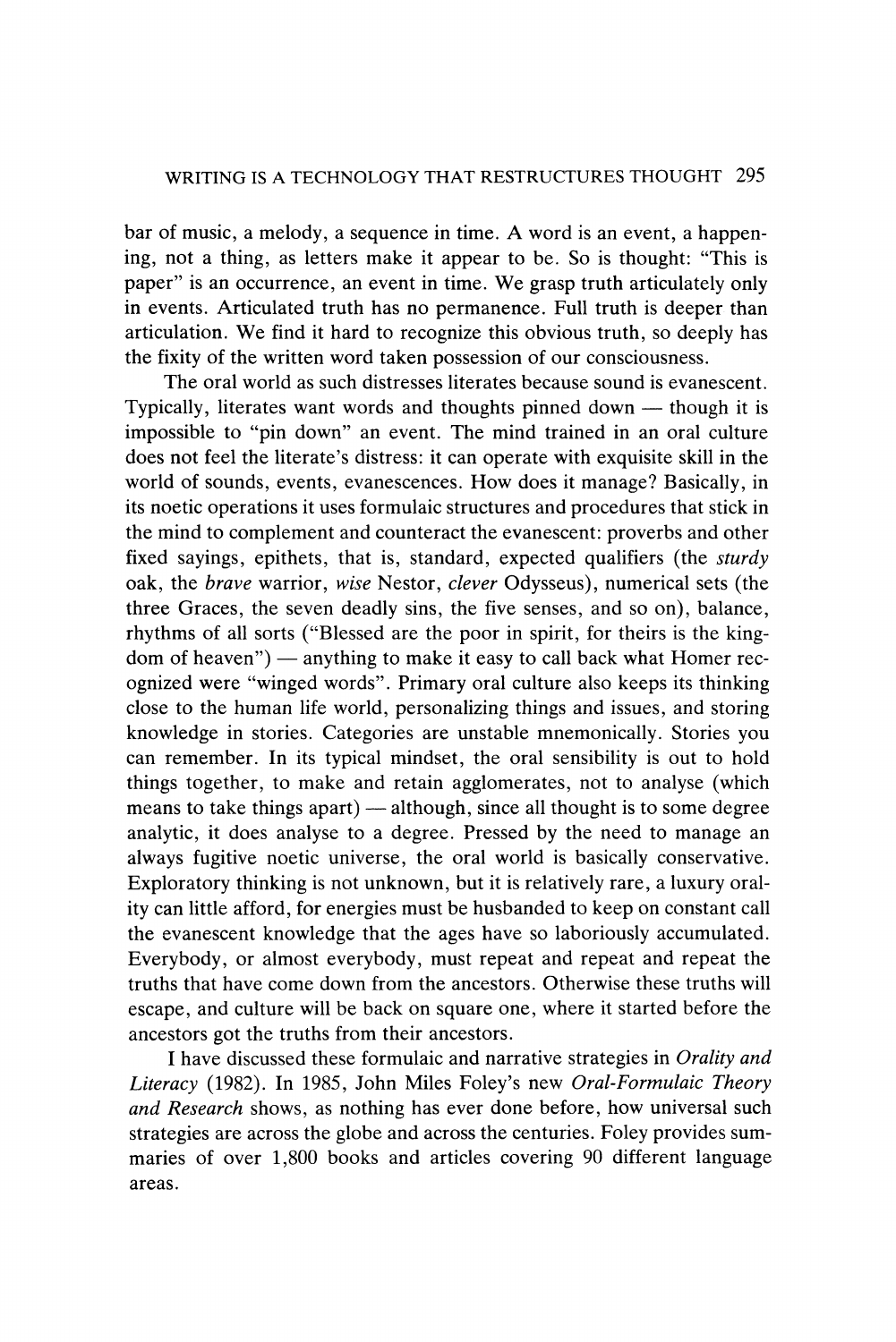bar of music, a melody, a sequence in time. A word is an event, a happening, not a thing, as letters make it appear to be. So is thought: "This is paper" is an occurrence, an event in time. We grasp truth articulately only in events. Articulated truth has no permanence. Full truth is deeper than articulation. We find it hard to recognize this obvious truth, so deeply has the fixity of the written word taken possession of our consciousness.

The oral world as such distresses literates because sound is evanescent. Typically, literates want words and thoughts pinned down — though it is impossible to "pin down" an event. The mind trained in an oral culture does not feel the literate's distress: it can operate with exquisite skill in the world of sounds, events, evanescences. How does it manage? Basically, in its noetic operations it uses formulaic structures and procedures that stick in the mind to complement and counteract the evanescent: proverbs and other fixed sayings, epithets, that is, standard, expected qualifiers (the *sturdy* oak, the *brave* warrior, *wise* Nestor, *clever* Odysseus), numerical sets (the three Graces, the seven deadly sins, the five senses, and so on), balance, rhythms of all sorts ("Blessed are the poor in spirit, for theirs is the kingdom of heaven") — anything to make it easy to call back what Homer recognized were "winged words". Primary oral culture also keeps its thinking close to the human life world, personalizing things and issues, and storing knowledge in stories. Categories are unstable mnemonically. Stories you can remember. In its typical mindset, the oral sensibility is out to hold things together, to make and retain agglomerates, not to analyse (which means to take things apart) — although, since all thought is to some degree analytic, it does analyse to a degree. Pressed by the need to manage an always fugitive noetic universe, the oral world is basically conservative. Exploratory thinking is not unknown, but it is relatively rare, a luxury orality can little afford, for energies must be husbanded to keep on constant call the evanescent knowledge that the ages have so laboriously accumulated. Everybody, or almost everybody, must repeat and repeat and repeat the truths that have come down from the ancestors. Otherwise these truths will escape, and culture will be back on square one, where it started before the ancestors got the truths from their ancestors.

I have discussed these formulaic and narrative strategies in *Orality and Literacy* (1982). In 1985, John Miles Foley's new *Oral-Formulaic Theory and Research* shows, as nothing has ever done before, how universal such strategies are across the globe and across the centuries. Foley provides summaries of over 1,800 books and articles covering 90 different language areas.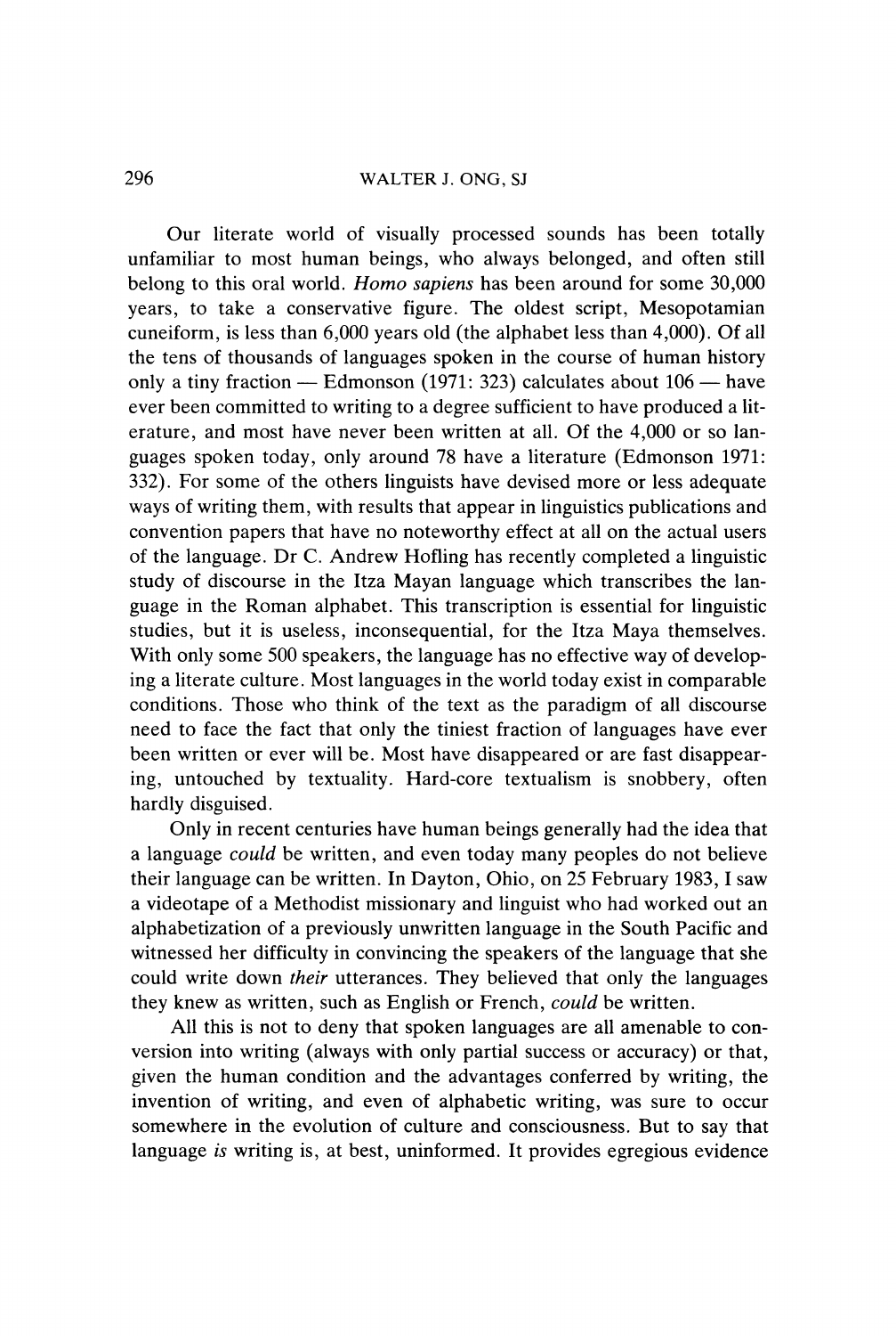Our literate world of visually processed sounds has been totally unfamiliar to most human beings, who always belonged, and often still belong to this oral world. *Homo sapiens* has been around for some 30,000 years, to take a conservative figure. The oldest script, Mesopotamian cuneiform, is less than 6,000 years old (the alphabet less than 4,000). Of all the tens of thousands of languages spoken in the course of human history only a tiny fraction — Edmonson (1971: 323) calculates about 106 — have ever been committed to writing to a degree sufficient to have produced a literature, and most have never been written at all. Of the 4,000 or so languages spoken today, only around 78 have a literature (Edmonson 1971: 332). For some of the others linguists have devised more or less adequate ways of writing them, with results that appear in linguistics publications and convention papers that have no noteworthy effect at all on the actual users of the language. Dr C. Andrew Hofling has recently completed a linguistic study of discourse in the Itza Mayan language which transcribes the language in the Roman alphabet. This transcription is essential for linguistic studies, but it is useless, inconsequential, for the Itza Maya themselves. With only some 500 speakers, the language has no effective way of developing a literate culture. Most languages in the world today exist in comparable conditions. Those who think of the text as the paradigm of all discourse need to face the fact that only the tiniest fraction of languages have ever been written or ever will be. Most have disappeared or are fast disappearing, untouched by textuality. Hard-core textualism is snobbery, often hardly disguised.

Only in recent centuries have human beings generally had the idea that a language *could* be written, and even today many peoples do not believe their language can be written. In Dayton, Ohio, on 25 February 1983, I saw a videotape of a Methodist missionary and linguist who had worked out an alphabetization of a previously unwritten language in the South Pacific and witnessed her difficulty in convincing the speakers of the language that she could write down *their* utterances. They believed that only the languages they knew as written, such as English or French, *could* be written.

All this is not to deny that spoken languages are all amenable to conversion into writing (always with only partial success or accuracy) or that, given the human condition and the advantages conferred by writing, the invention of writing, and even of alphabetic writing, was sure to occur somewhere in the evolution of culture and consciousness. But to say that language *is* writing is, at best, uninformed. It provides egregious evidence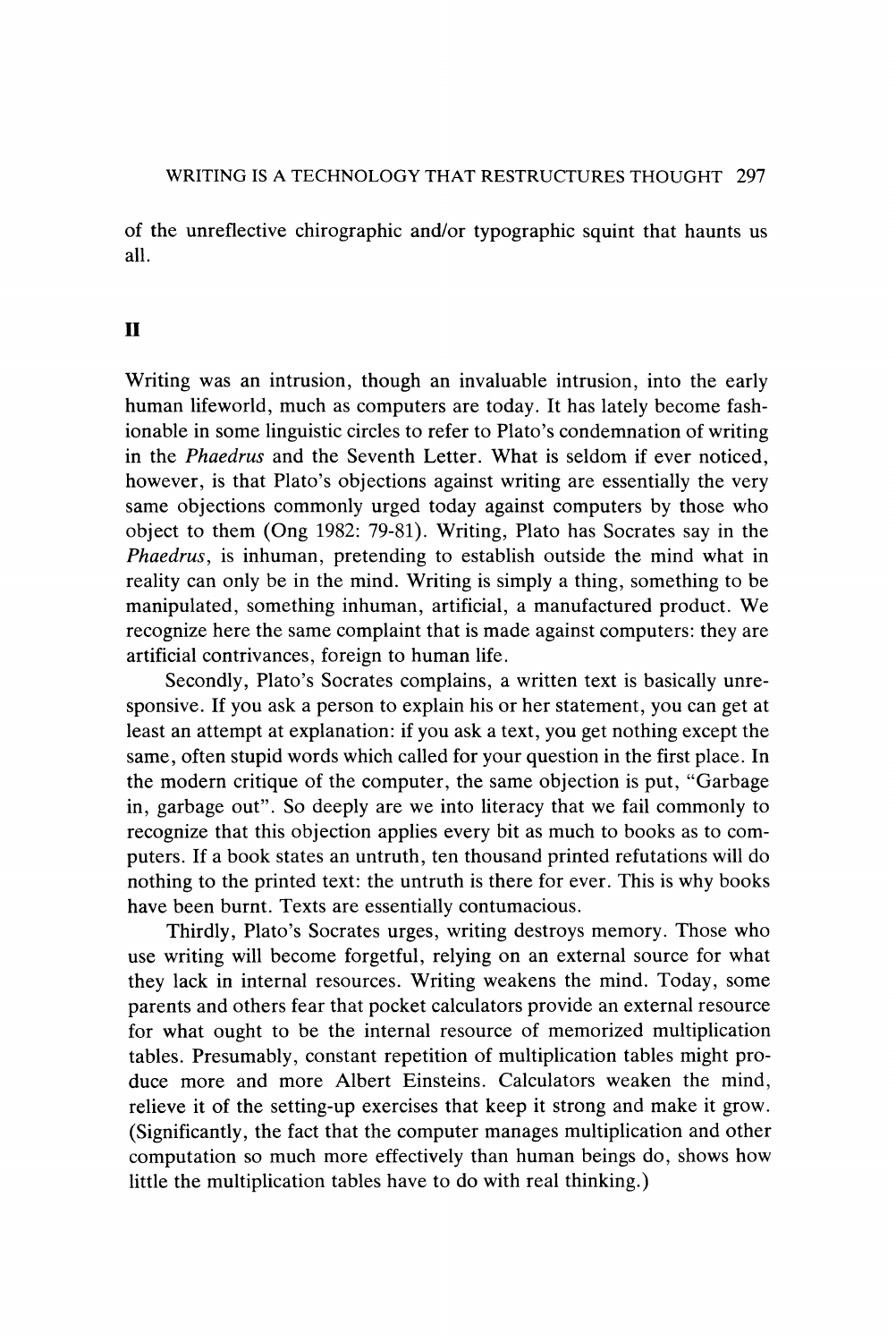of the unreflective chirographic and/or typographic squint that haunts us all.

## II

Writing was an intrusion, though an invaluable intrusion, into the early human lifeworld, much as computers are today. It has lately become fashionable in some linguistic circles to refer to Plato's condemnation of writing in the *Phaedrus* and the Seventh Letter. What is seldom if ever noticed, however, is that Plato's objections against writing are essentially the very same objections commonly urged today against computers by those who object to them (Ong 1982: 79-81). Writing, Plato has Socrates say in the *Phaedrus*, is inhuman, pretending to establish outside the mind what in reality can only be in the mind. Writing is simply a thing, something to be manipulated, something inhuman, artificial, a manufactured product. We recognize here the same complaint that is made against computers: they are artificial contrivances, foreign to human life.

Secondly, Plato's Socrates complains, a written text is basically unresponsive. If you ask a person to explain his or her statement, you can get at least an attempt at explanation: if you ask a text, you get nothing except the same, often stupid words which called for your question in the first place. In the modern critique of the computer, the same objection is put, "Garbage in, garbage out". So deeply are we into literacy that we fail commonly to recognize that this objection applies every bit as much to books as to computers. If a book states an untruth, ten thousand printed refutations will do nothing to the printed text: the untruth is there for ever. This is why books have been burnt. Texts are essentially contumacious.

Thirdly, Plato's Socrates urges, writing destroys memory. Those who use writing will become forgetful, relying on an external source for what they lack in internal resources. Writing weakens the mind. Today, some parents and others fear that pocket calculators provide an external resource for what ought to be the internal resource of memorized multiplication tables. Presumably, constant repetition of multiplication tables might produce more and more Albert Einsteins. Calculators weaken the mind, relieve it of the setting-up exercises that keep it strong and make it grow. (Significantly, the fact that the computer manages multiplication and other computation so much more effectively than human beings do, shows how little the multiplication tables have to do with real thinking.)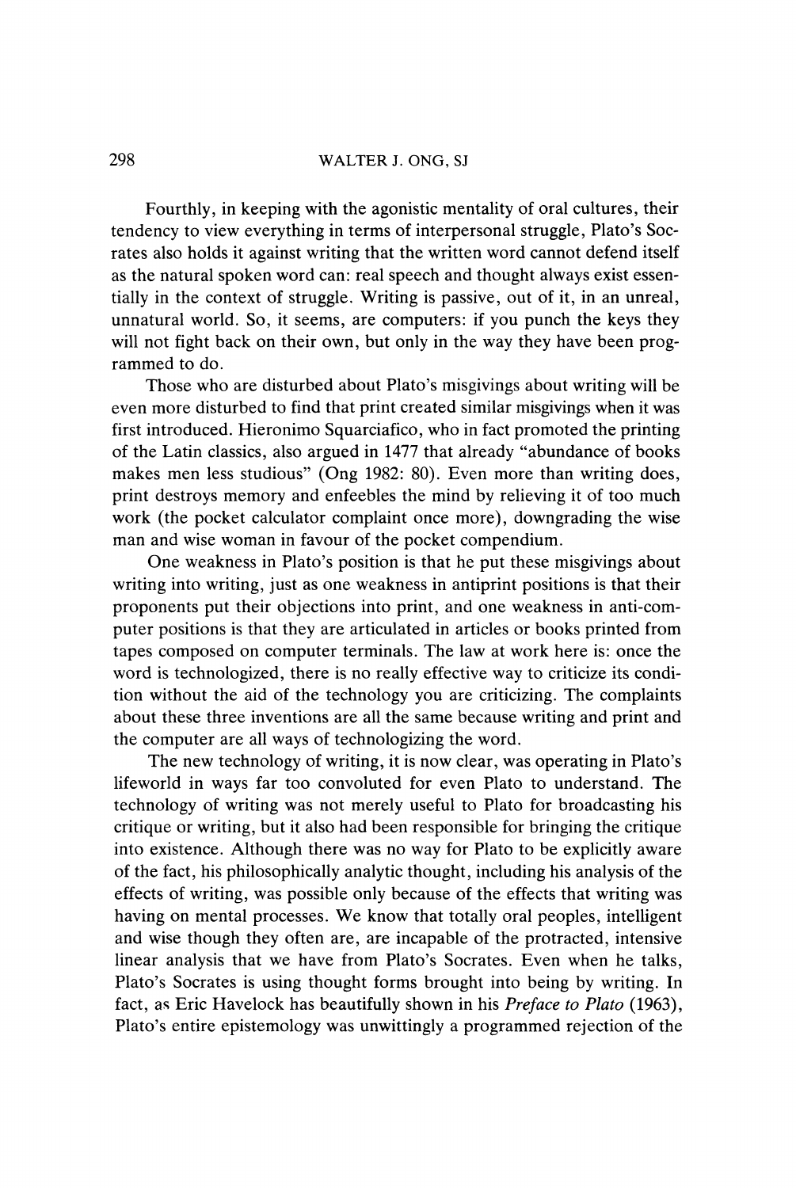Fourthly, in keeping with the agonistic mentality of oral cultures, their tendency to view everything in terms of interpersonal struggle, Plato's Socrates also holds it against writing that the written word cannot defend itself as the natural spoken word can: real speech and thought always exist essentially in the context of struggle. Writing is passive, out of it, in an unreal, unnatural world. So, it seems, are computers: if you punch the keys they will not fight back on their own, but only in the way they have been programmed to do.

Those who are disturbed about Plato's misgivings about writing will be even more disturbed to find that print created similar misgivings when it was first introduced. Hieronimo Squarciafico, who in fact promoted the printing of the Latin classics, also argued in 1477 that already "abundance of books makes men less studious" (Ong 1982: 80). Even more than writing does, print destroys memory and enfeebles the mind by relieving it of too much work (the pocket calculator complaint once more), downgrading the wise man and wise woman in favour of the pocket compendium.

One weakness in Plato's position is that he put these misgivings about writing into writing, just as one weakness in antiprint positions is that their proponents put their objections into print, and one weakness in anti-computer positions is that they are articulated in articles or books printed from tapes composed on computer terminals. The law at work here is: once the word is technologized, there is no really effective way to criticize its condition without the aid of the technology you are criticizing. The complaints about these three inventions are all the same because writing and print and the computer are all ways of technologizing the word.

The new technology of writing, it is now clear, was operating in Plato's lifeworld in ways far too convoluted for even Plato to understand. The technology of writing was not merely useful to Plato for broadcasting his critique or writing, but it also had been responsible for bringing the critique into existence. Although there was no way for Plato to be explicitly aware of the fact, his philosophically analytic thought, including his analysis of the effects of writing, was possible only because of the effects that writing was having on mental processes. We know that totally oral peoples, intelligent and wise though they often are, are incapable of the protracted, intensive linear analysis that we have from Plato's Socrates. Even when he talks, Plato's Socrates is using thought forms brought into being by writing. In fact, as Eric Havelock has beautifully shown in his *Preface to Plato* (1963), Plato's entire epistemology was unwittingly a programmed rejection of the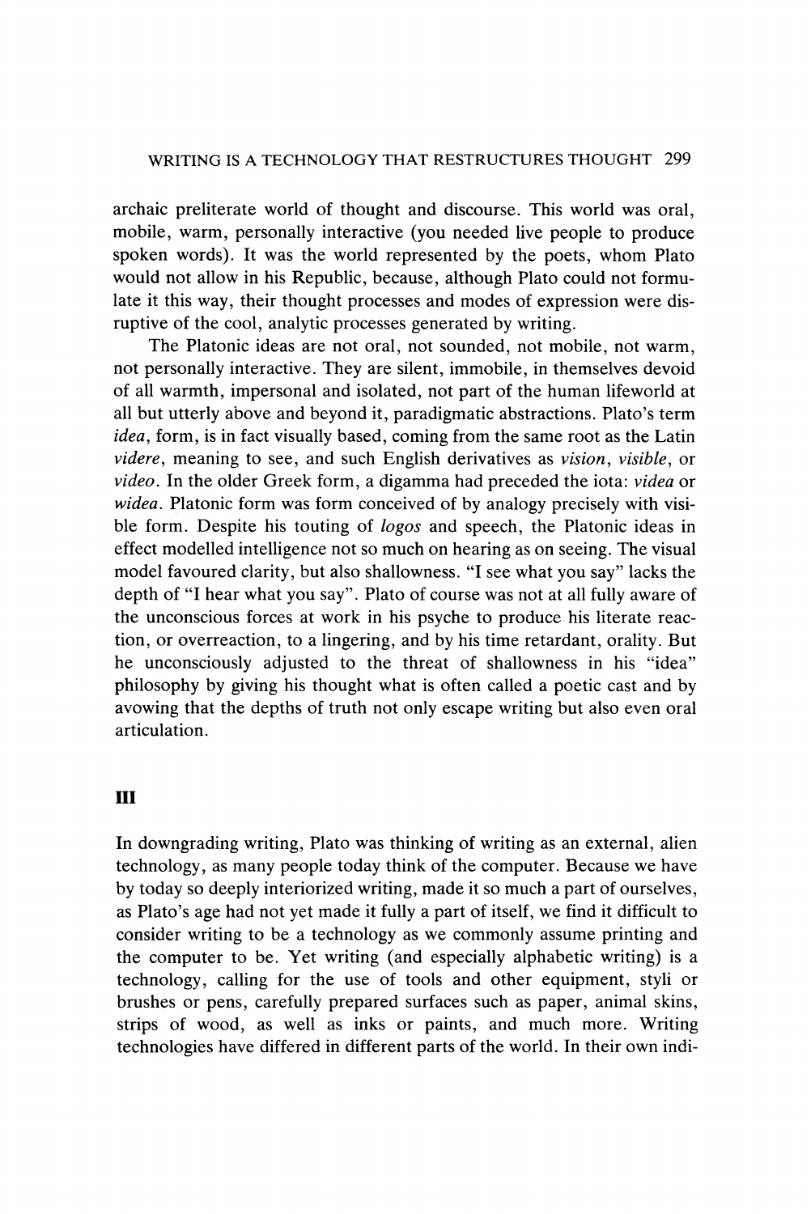archaic preliterate world of thought and discourse. This world was oral, mobile, warm, personally interactive (you needed live people to produce spoken words). It was the world represented by the poets, whom Plato would not allow in his Republic, because, although Plato could not formulate it this way, their thought processes and modes of expression were disruptive of the cool, analytic processes generated by writing.

The Platonic ideas are not oral, not sounded, not mobile, not warm, not personally interactive. They are silent, immobile, in themselves devoid of all warmth, impersonal and isolated, not part of the human lifeworld at all but utterly above and beyond it, paradigmatic abstractions. Plato's term *idea*, form, is in fact visually based, coming from the same root as the Latin *videre*, meaning to see, and such English derivatives as *vision*, *visible*, or *video*. In the older Greek form, a digamma had preceded the iota: *videa* or *widea*. Platonic form was form conceived of by analogy precisely with visible form. Despite his touting of *logos* and speech, the Platonic ideas in effect modelled intelligence not so much on hearing as on seeing. The visual model favoured clarity, but also shallowness. "I see what you say" lacks the depth of "I hear what you say". Plato of course was not at all fully aware of the unconscious forces at work in his psyche to produce his literate reaction, or overreaction, to a lingering, and by his time retardant, orality. But he unconsciously adjusted to the threat of shallowness in his "idea" philosophy by giving his thought what is often called a poetic cast and by avowing that the depths of truth not only escape writing but also even oral articulation.

## III

In downgrading writing, Plato was thinking of writing as an external, alien technology, as many people today think of the computer. Because we have by today so deeply interiorized writing, made it so much a part of ourselves, as Plato's age had not yet made it fully a part of itself, we find it difficult to consider writing to be a technology as we commonly assume printing and the computer to be. Yet writing (and especially alphabetic writing) is a technology, calling for the use of tools and other equipment, styli or brushes or pens, carefully prepared surfaces such as paper, animal skins, strips of wood, as well as inks or paints, and much more. Writing technologies have differed in different parts of the world. In their own indi-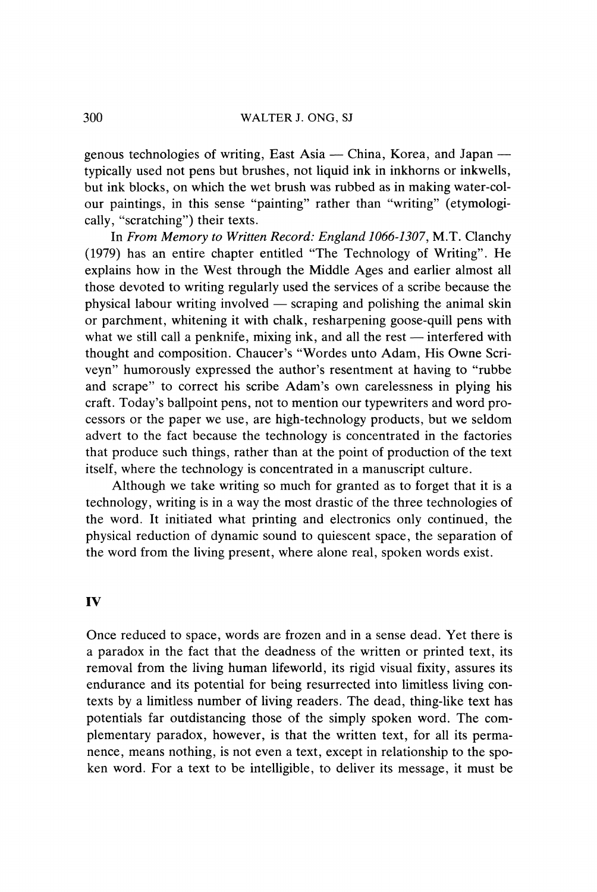genous technologies of writing, East Asia — China, Korea, and Japan — typically used not pens but brushes, not liquid ink in inkhorns or inkwells, but ink blocks, on which the wet brush was rubbed as in making water-colour paintings, in this sense "painting" rather than "writing" (etymologically, "scratching") their texts.

In *From Memory to Written Record: England 1066-1307*, M.T. Clanchy (1979) has an entire chapter entitled "The Technology of Writing". He explains how in the West through the Middle Ages and earlier almost all those devoted to writing regularly used the services of a scribe because the physical labour writing involved — scraping and polishing the animal skin or parchment, whitening it with chalk, resharpening goose-quill pens with what we still call a penknife, mixing ink, and all the rest — interfered with thought and composition. Chaucer's "Wordes unto Adam, His Owne Scriveyn" humorously expressed the author's resentment at having to "rubbe and scrape" to correct his scribe Adam's own carelessness in plying his craft. Today's ballpoint pens, not to mention our typewriters and word processors or the paper we use, are high-technology products, but we seldom advert to the fact because the technology is concentrated in the factories that produce such things, rather than at the point of production of the text itself, where the technology is concentrated in a manuscript culture.

Although we take writing so much for granted as to forget that it is a technology, writing is in a way the most drastic of the three technologies of the word. It initiated what printing and electronics only continued, the physical reduction of dynamic sound to quiescent space, the separation of the word from the living present, where alone real, spoken words exist.

## IV

Once reduced to space, words are frozen and in a sense dead. Yet there is a paradox in the fact that the deadness of the written or printed text, its removal from the living human lifeworld, its rigid visual fixity, assures its endurance and its potential for being resurrected into limitless living contexts by a limitless number of living readers. The dead, thing-like text has potentials far outdistancing those of the simply spoken word. The complementary paradox, however, is that the written text, for all its permanence, means nothing, is not even a text, except in relationship to the spoken word. For a text to be intelligible, to deliver its message, it must be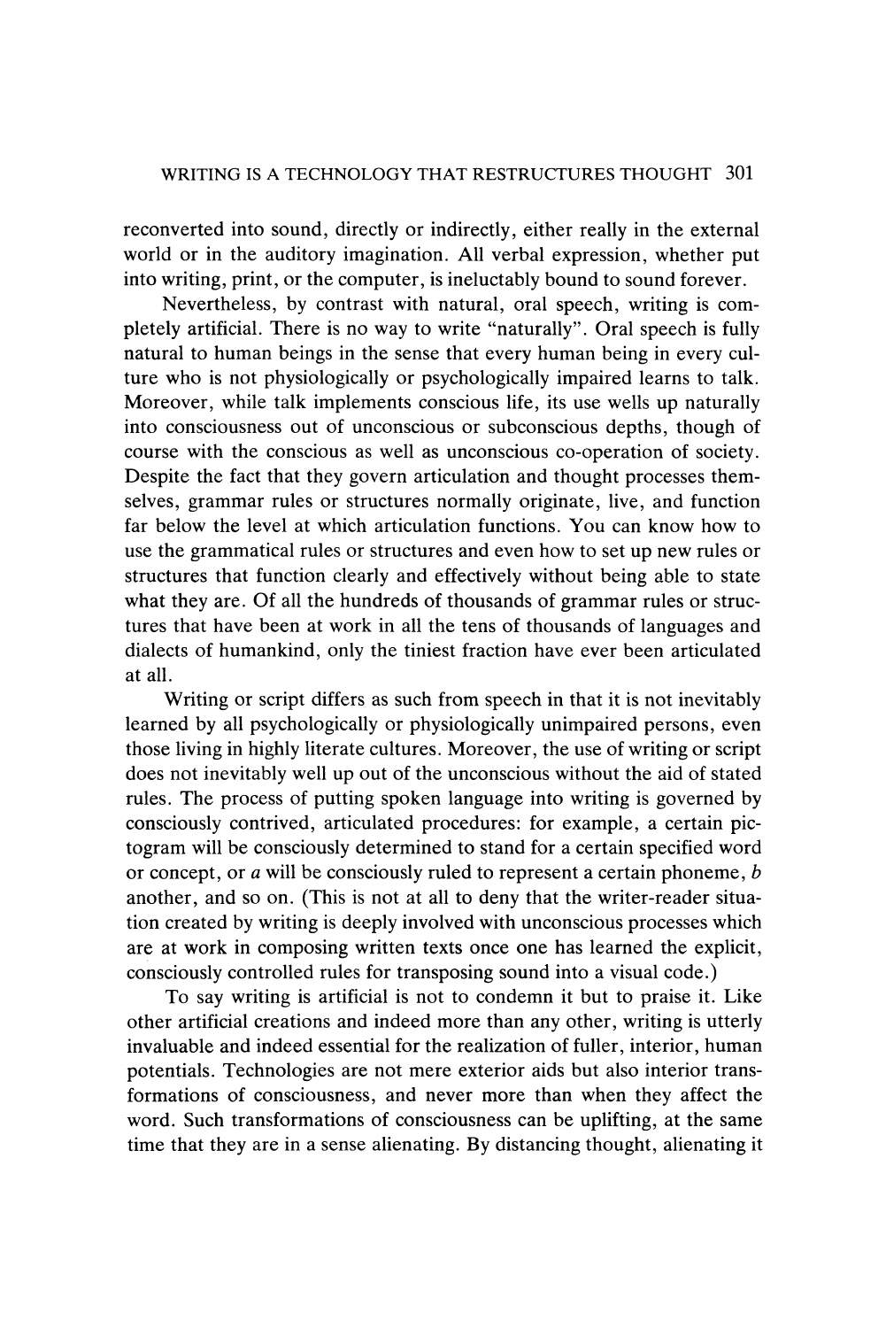reconverted into sound, directly or indirectly, either really in the external world or in the auditory imagination. All verbal expression, whether put into writing, print, or the computer, is ineluctably bound to sound forever.

Nevertheless, by contrast with natural, oral speech, writing is completely artificial. There is no way to write "naturally". Oral speech is fully natural to human beings in the sense that every human being in every culture who is not physiologically or psychologically impaired learns to talk. Moreover, while talk implements conscious life, its use wells up naturally into consciousness out of unconscious or subconscious depths, though of course with the conscious as well as unconscious co-operation of society. Despite the fact that they govern articulation and thought processes themselves, grammar rules or structures normally originate, live, and function far below the level at which articulation functions. You can know how to use the grammatical rules or structures and even how to set up new rules or structures that function clearly and effectively without being able to state what they are. Of all the hundreds of thousands of grammar rules or structures that have been at work in all the tens of thousands of languages and dialects of humankind, only the tiniest fraction have ever been articulated at all.

Writing or script differs as such from speech in that it is not inevitably learned by all psychologically or physiologically unimpaired persons, even those living in highly literate cultures. Moreover, the use of writing or script does not inevitably well up out of the unconscious without the aid of stated rules. The process of putting spoken language into writing is governed by consciously contrived, articulated procedures: for example, a certain pictogram will be consciously determined to stand for a certain specified word or concept, or *a* will be consciously ruled to represent a certain phoneme, *b* another, and so on. (This is not at all to deny that the writer-reader situation created by writing is deeply involved with unconscious processes which are at work in composing written texts once one has learned the explicit, consciously controlled rules for transposing sound into a visual code.)

To say writing is artificial is not to condemn it but to praise it. Like other artificial creations and indeed more than any other, writing is utterly invaluable and indeed essential for the realization of fuller, interior, human potentials. Technologies are not mere exterior aids but also interior transformations of consciousness, and never more than when they affect the word. Such transformations of consciousness can be uplifting, at the same time that they are in a sense alienating. By distancing thought, alienating it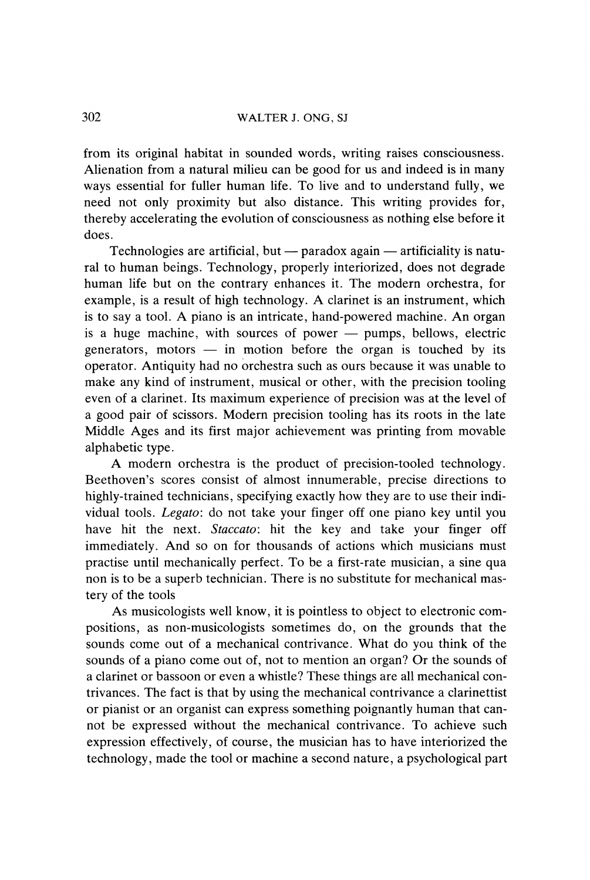from its original habitat in sounded words, writing raises consciousness. Alienation from a natural milieu can be good for us and indeed is in many ways essential for fuller human life. To live and to understand fully, we need not only proximity but also distance. This writing provides for, thereby accelerating the evolution of consciousness as nothing else before it does.

Technologies are artificial, but — paradox again — artificiality is natural to human beings. Technology, properly interiorized, does not degrade human life but on the contrary enhances it. The modern orchestra, for example, is a result of high technology. A clarinet is an instrument, which is to say a tool. A piano is an intricate, hand-powered machine. An organ is a huge machine, with sources of power — pumps, bellows, electric generators, motors — in motion before the organ is touched by its operator. Antiquity had no orchestra such as ours because it was unable to make any kind of instrument, musical or other, with the precision tooling even of a clarinet. Its maximum experience of precision was at the level of a good pair of scissors. Modern precision tooling has its roots in the late Middle Ages and its first major achievement was printing from movable alphabetic type.

A modern orchestra is the product of precision-tooled technology. Beethoven's scores consist of almost innumerable, precise directions to highly-trained technicians, specifying exactly how they are to use their individual tools. *Legato*: do not take your finger off one piano key until you have hit the next. *Staccato*: hit the key and take your finger off immediately. And so on for thousands of actions which musicians must practise until mechanically perfect. To be a first-rate musician, a sine qua non is to be a superb technician. There is no substitute for mechanical mastery of the tools

As musicologists well know, it is pointless to object to electronic compositions, as non-musicologists sometimes do, on the grounds that the sounds come out of a mechanical contrivance. What do you think of the sounds of a piano come out of, not to mention an organ? Or the sounds of a clarinet or bassoon or even a whistle? These things are all mechanical contrivances. The fact is that by using the mechanical contrivance a clarinettist or pianist or an organist can express something poignantly human that cannot be expressed without the mechanical contrivance. To achieve such expression effectively, of course, the musician has to have interiorized the technology, made the tool or machine a second nature, a psychological part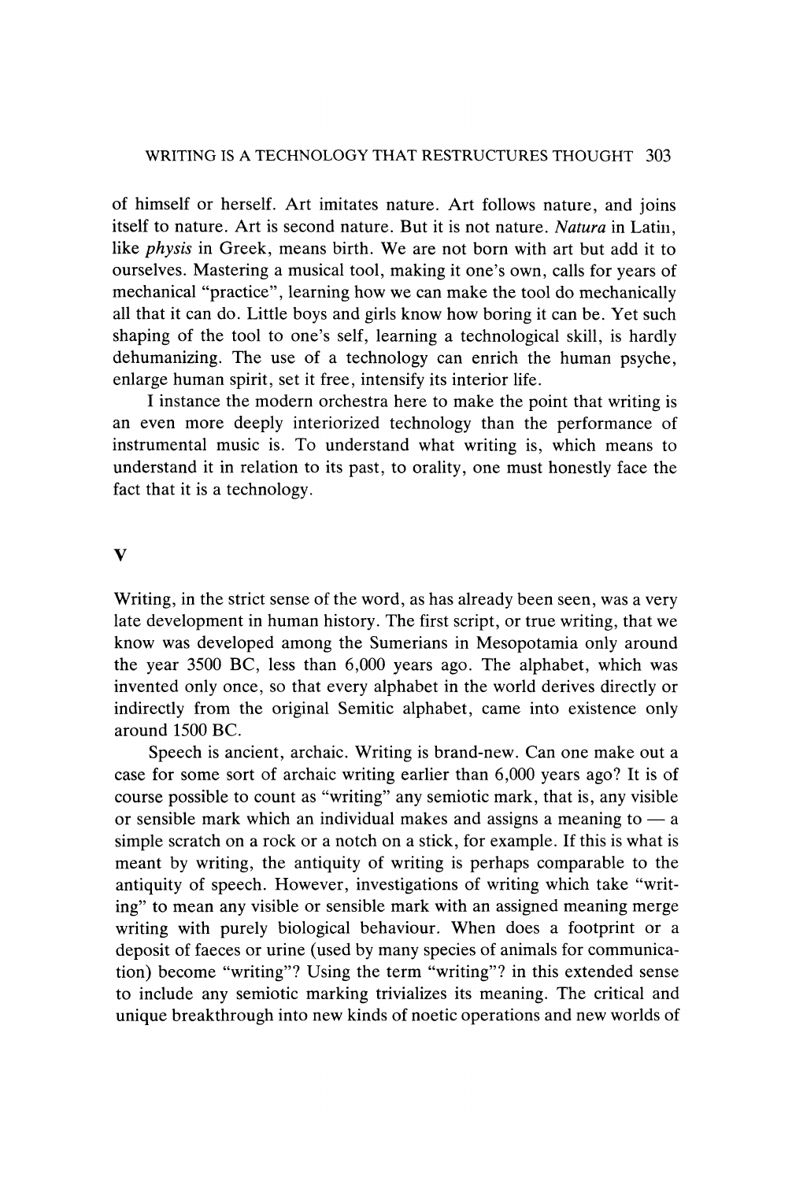of himself or herself. Art imitates nature. Art follows nature, and joins itself to nature. Art is second nature. But it is not nature. *Natura* in Latin, like *physis* in Greek, means birth. We are not born with art but add it to ourselves. Mastering a musical tool, making it one's own, calls for years of mechanical "practice", learning how we can make the tool do mechanically all that it can do. Little boys and girls know how boring it can be. Yet such shaping of the tool to one's self, learning a technological skill, is hardly dehumanizing. The use of a technology can enrich the human psyche, enlarge human spirit, set it free, intensify its interior life.

I instance the modern orchestra here to make the point that writing is an even more deeply interiorized technology than the performance of instrumental music is. To understand what writing is, which means to understand it in relation to its past, to orality, one must honestly face the fact that it is a technology.

## V

Writing, in the strict sense of the word, as has already been seen, was a very late development in human history. The first script, or true writing, that we know was developed among the Sumerians in Mesopotamia only around the year 3500 BC, less than 6,000 years ago. The alphabet, which was invented only once, so that every alphabet in the world derives directly or indirectly from the original Semitic alphabet, came into existence only around 1500 BC.

Speech is ancient, archaic. Writing is brand-new. Can one make out a case for some sort of archaic writing earlier than 6,000 years ago? It is of course possible to count as "writing" any semiotic mark, that is, any visible or sensible mark which an individual makes and assigns a meaning to — a simple scratch on a rock or a notch on a stick, for example. If this is what is meant by writing, the antiquity of writing is perhaps comparable to the antiquity of speech. However, investigations of writing which take "writing" to mean any visible or sensible mark with an assigned meaning merge writing with purely biological behaviour. When does a footprint or a deposit of faeces or urine (used by many species of animals for communication) become "writing"? Using the term "writing"? in this extended sense to include any semiotic marking trivializes its meaning. The critical and unique breakthrough into new kinds of noetic operations and new worlds of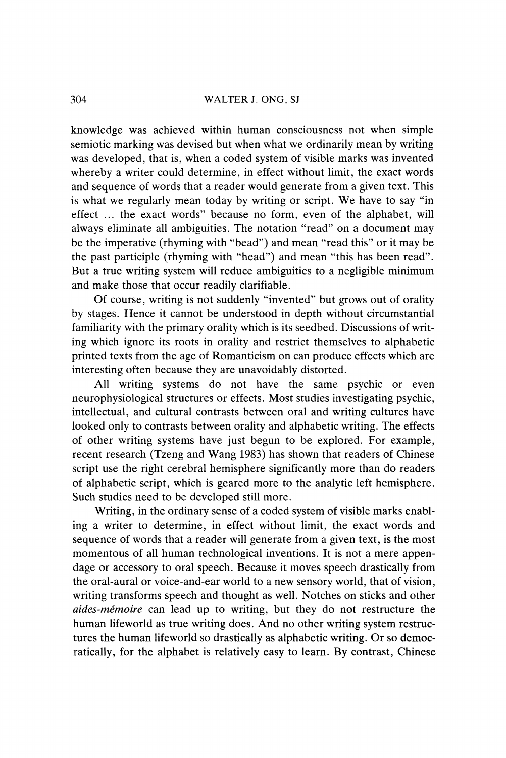knowledge was achieved within human consciousness not when simple semiotic marking was devised but when what we ordinarily mean by writing was developed, that is, when a coded system of visible marks was invented whereby a writer could determine, in effect without limit, the exact words and sequence of words that a reader would generate from a given text. This is what we regularly mean today by writing or script. We have to say "in effect ... the exact words" because no form, even of the alphabet, will always eliminate all ambiguities. The notation "read" on a document may be the imperative (rhyming with "bead") and mean "read this" or it may be the past participle (rhyming with "head") and mean "this has been read". But a true writing system will reduce ambiguities to a negligible minimum and make those that occur readily clarifiable.

Of course, writing is not suddenly "invented" but grows out of orality by stages. Hence it cannot be understood in depth without circumstantial familiarity with the primary orality which is its seedbed. Discussions of writing which ignore its roots in orality and restrict themselves to alphabetic printed texts from the age of Romanticism on can produce effects which are interesting often because they are unavoidably distorted.

All writing systems do not have the same psychic or even neurophysiological structures or effects. Most studies investigating psychic, intellectual, and cultural contrasts between oral and writing cultures have looked only to contrasts between orality and alphabetic writing. The effects of other writing systems have just begun to be explored. For example, recent research (Tzeng and Wang 1983) has shown that readers of Chinese script use the right cerebral hemisphere significantly more than do readers of alphabetic script, which is geared more to the analytic left hemisphere. Such studies need to be developed still more.

Writing, in the ordinary sense of a coded system of visible marks enabling a writer to determine, in effect without limit, the exact words and sequence of words that a reader will generate from a given text, is the most momentous of all human technological inventions. It is not a mere appendage or accessory to oral speech. Because it moves speech drastically from the oral-aural or voice-and-ear world to a new sensory world, that of vision, writing transforms speech and thought as well. Notches on sticks and other *aides-mémoire* can lead up to writing, but they do not restructure the human lifeworld as true writing does. And no other writing system restructures the human lifeworld so drastically as alphabetic writing. Or so democratically, for the alphabet is relatively easy to learn. By contrast, Chinese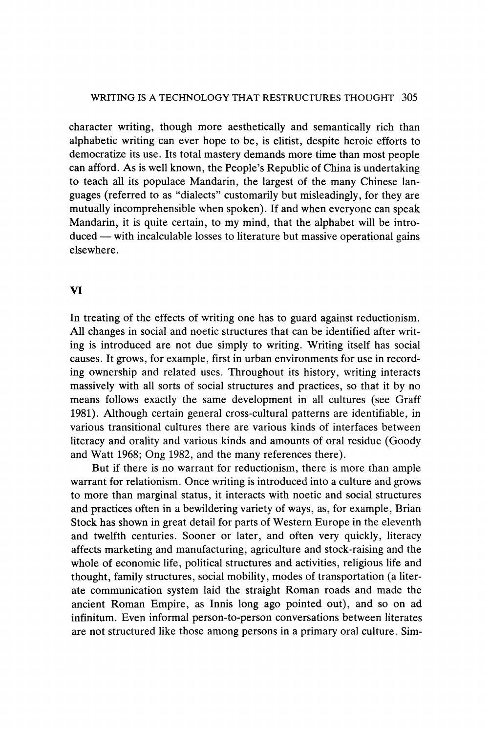character writing, though more aesthetically and semantically rich than alphabetic writing can ever hope to be, is elitist, despite heroic efforts to democratize its use. Its total mastery demands more time than most people can afford. As is well known, the People's Republic of China is undertaking to teach all its populace Mandarin, the largest of the many Chinese languages (referred to as "dialects" customarily but misleadingly, for they are mutually incomprehensible when spoken). If and when everyone can speak Mandarin, it is quite certain, to my mind, that the alphabet will be introduced — with incalculable losses to literature but massive operational gains elsewhere.

## VI

In treating of the effects of writing one has to guard against reductionism. All changes in social and noetic structures that can be identified after writing is introduced are not due simply to writing. Writing itself has social causes. It grows, for example, first in urban environments for use in recording ownership and related uses. Throughout its history, writing interacts massively with all sorts of social structures and practices, so that it by no means follows exactly the same development in all cultures (see Graff 1981). Although certain general cross-cultural patterns are identifiable, in various transitional cultures there are various kinds of interfaces between literacy and orality and various kinds and amounts of oral residue (Goody and Watt 1968; Ong 1982, and the many references there).

But if there is no warrant for reductionism, there is more than ample warrant for relationism. Once writing is introduced into a culture and grows to more than marginal status, it interacts with noetic and social structures and practices often in a bewildering variety of ways, as, for example, Brian Stock has shown in great detail for parts of Western Europe in the eleventh and twelfth centuries. Sooner or later, and often very quickly, literacy affects marketing and manufacturing, agriculture and stock-raising and the whole of economic life, political structures and activities, religious life and thought, family structures, social mobility, modes of transportation (a literate communication system laid the straight Roman roads and made the ancient Roman Empire, as Innis long ago pointed out), and so on ad infinitum. Even informal person-to-person conversations between literates are not structured like those among persons in a primary oral culture. Sim-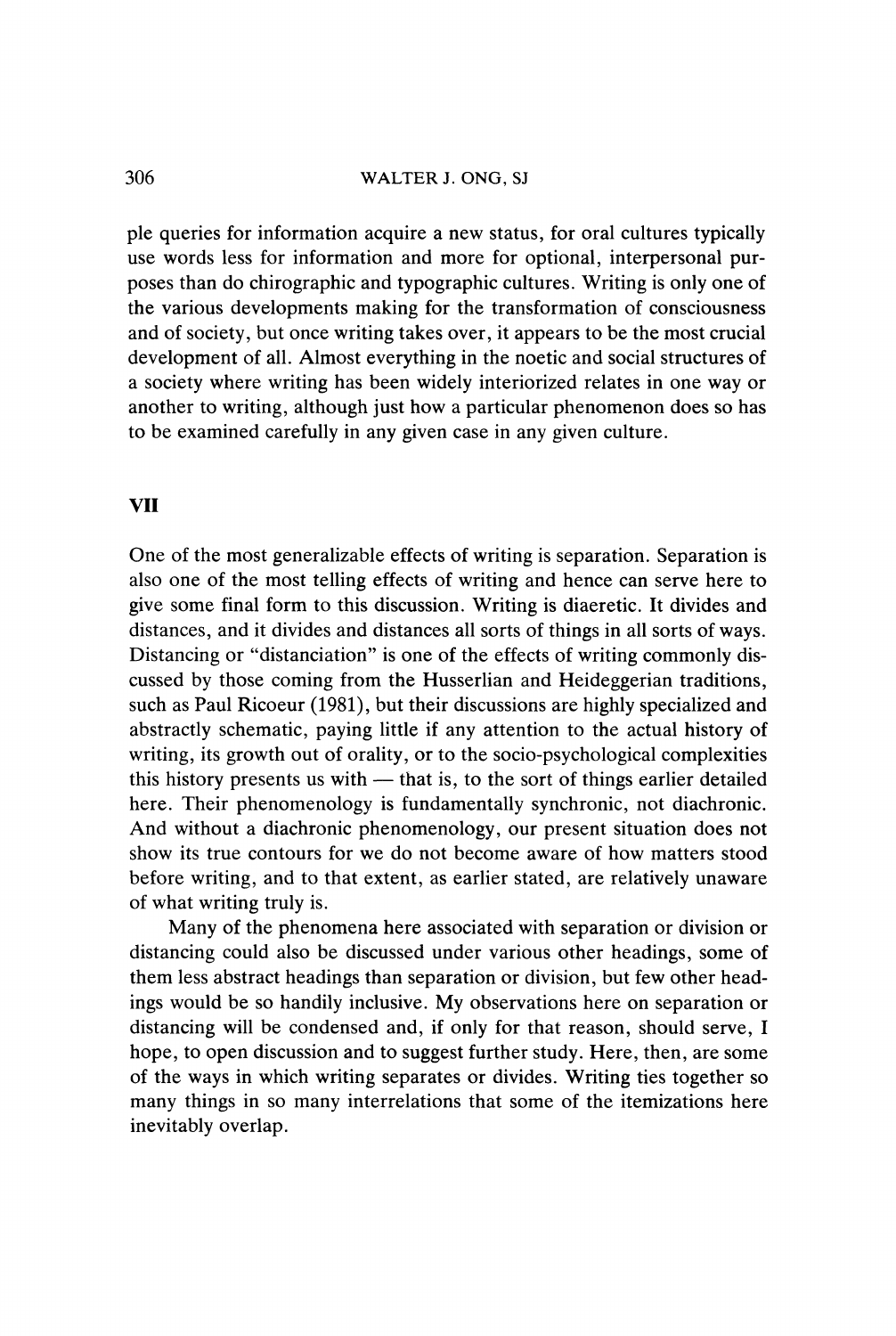ple queries for information acquire a new status, for oral cultures typically use words less for information and more for optional, interpersonal purposes than do chirographic and typographic cultures. Writing is only one of the various developments making for the transformation of consciousness and of society, but once writing takes over, it appears to be the most crucial development of all. Almost everything in the noetic and social structures of a society where writing has been widely interiorized relates in one way or another to writing, although just how a particular phenomenon does so has to be examined carefully in any given case in any given culture.

## VII

One of the most generalizable effects of writing is separation. Separation is also one of the most telling effects of writing and hence can serve here to give some final form to this discussion. Writing is diaeretic. It divides and distances, and it divides and distances all sorts of things in all sorts of ways. Distancing or "distanciation" is one of the effects of writing commonly discussed by those coming from the Husserlian and Heideggerian traditions, such as Paul Ricoeur (1981), but their discussions are highly specialized and abstractly schematic, paying little if any attention to the actual history of writing, its growth out of orality, or to the socio-psychological complexities this history presents us with — that is, to the sort of things earlier detailed here. Their phenomenology is fundamentally synchronic, not diachronic. And without a diachronic phenomenology, our present situation does not show its true contours for we do not become aware of how matters stood before writing, and to that extent, as earlier stated, are relatively unaware of what writing truly is.

Many of the phenomena here associated with separation or division or distancing could also be discussed under various other headings, some of them less abstract headings than separation or division, but few other headings would be so handily inclusive. My observations here on separation or distancing will be condensed and, if only for that reason, should serve, I hope, to open discussion and to suggest further study. Here, then, are some of the ways in which writing separates or divides. Writing ties together so many things in so many interrelations that some of the itemizations here inevitably overlap.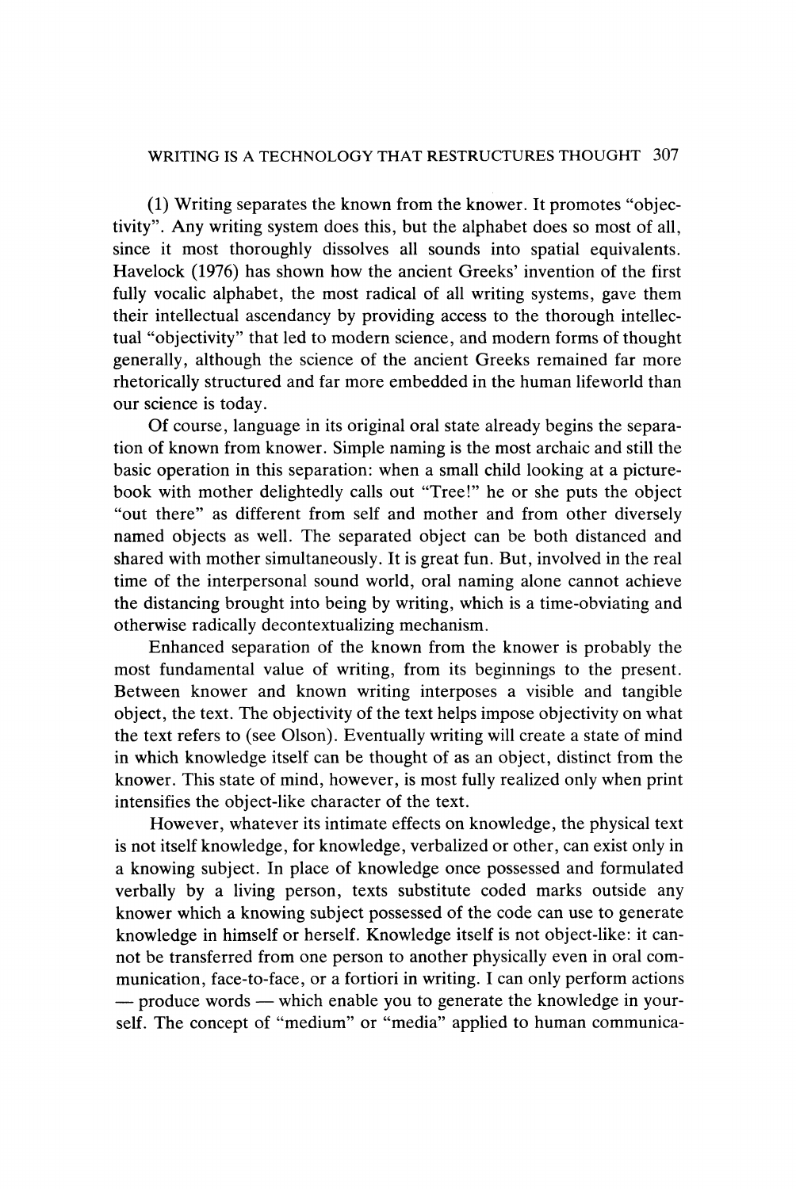(1) Writing separates the known from the knower. It promotes "objectivity". Any writing system does this, but the alphabet does so most of all, since it most thoroughly dissolves all sounds into spatial equivalents. Havelock (1976) has shown how the ancient Greeks' invention of the first fully vocalic alphabet, the most radical of all writing systems, gave them their intellectual ascendancy by providing access to the thorough intellectual "objectivity" that led to modern science, and modern forms of thought generally, although the science of the ancient Greeks remained far more rhetorically structured and far more embedded in the human lifeworld than our science is today.

Of course, language in its original oral state already begins the separation of known from knower. Simple naming is the most archaic and still the basic operation in this separation: when a small child looking at a picture-book with mother delightedly calls out "Tree!" he or she puts the object "out there" as different from self and mother and from other diversely named objects as well. The separated object can be both distanced and shared with mother simultaneously. It is great fun. But, involved in the real time of the interpersonal sound world, oral naming alone cannot achieve the distancing brought into being by writing, which is a time-obviating and otherwise radically decontextualizing mechanism.

Enhanced separation of the known from the knower is probably the most fundamental value of writing, from its beginnings to the present. Between knower and known writing interposes a visible and tangible object, the text. The objectivity of the text helps impose objectivity on what the text refers to (see Olson). Eventually writing will create a state of mind in which knowledge itself can be thought of as an object, distinct from the knower. This state of mind, however, is most fully realized only when print intensifies the object-like character of the text.

However, whatever its intimate effects on knowledge, the physical text is not itself knowledge, for knowledge, verbalized or other, can exist only in a knowing subject. In place of knowledge once possessed and formulated verbally by a living person, texts substitute coded marks outside any knower which a knowing subject possessed of the code can use to generate knowledge in himself or herself. Knowledge itself is not object-like: it cannot be transferred from one person to another physically even in oral communication, face-to-face, or a fortiori in writing. I can only perform actions — produce words — which enable you to generate the knowledge in yourself. The concept of "medium" or "media" applied to human communica-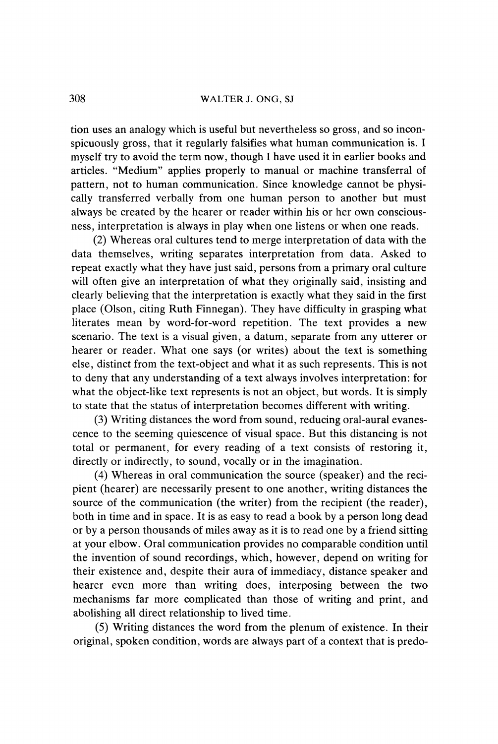tion uses an analogy which is useful but nevertheless so gross, and so inconspicuously gross, that it regularly falsifies what human communication is. I myself try to avoid the term now, though I have used it in earlier books and articles. "Medium" applies properly to manual or machine transferral of pattern, not to human communication. Since knowledge cannot be physically transferred verbally from one human person to another but must always be created by the hearer or reader within his or her own consciousness, interpretation is always in play when one listens or when one reads.

(2) Whereas oral cultures tend to merge interpretation of data with the data themselves, writing separates interpretation from data. Asked to repeat exactly what they have just said, persons from a primary oral culture will often give an interpretation of what they originally said, insisting and clearly believing that the interpretation is exactly what they said in the first place (Olson, citing Ruth Finnegan). They have difficulty in grasping what literates mean by word-for-word repetition. The text provides a new scenario. The text is a visual given, a datum, separate from any utterer or hearer or reader. What one says (or writes) about the text is something else, distinct from the text-object and what it as such represents. This is not to deny that any understanding of a text always involves interpretation: for what the object-like text represents is not an object, but words. It is simply to state that the status of interpretation becomes different with writing.

(3) Writing distances the word from sound, reducing oral-aural evanescence to the seeming quiescence of visual space. But this distancing is not total or permanent, for every reading of a text consists of restoring it, directly or indirectly, to sound, vocally or in the imagination.

(4) Whereas in oral communication the source (speaker) and the recipient (hearer) are necessarily present to one another, writing distances the source of the communication (the writer) from the recipient (the reader), both in time and in space. It is as easy to read a book by a person long dead or by a person thousands of miles away as it is to read one by a friend sitting at your elbow. Oral communication provides no comparable condition until the invention of sound recordings, which, however, depend on writing for their existence and, despite their aura of immediacy, distance speaker and hearer even more than writing does, interposing between the two mechanisms far more complicated than those of writing and print, and abolishing all direct relationship to lived time.

(5) Writing distances the word from the plenum of existence. In their original, spoken condition, words are always part of a context that is predo-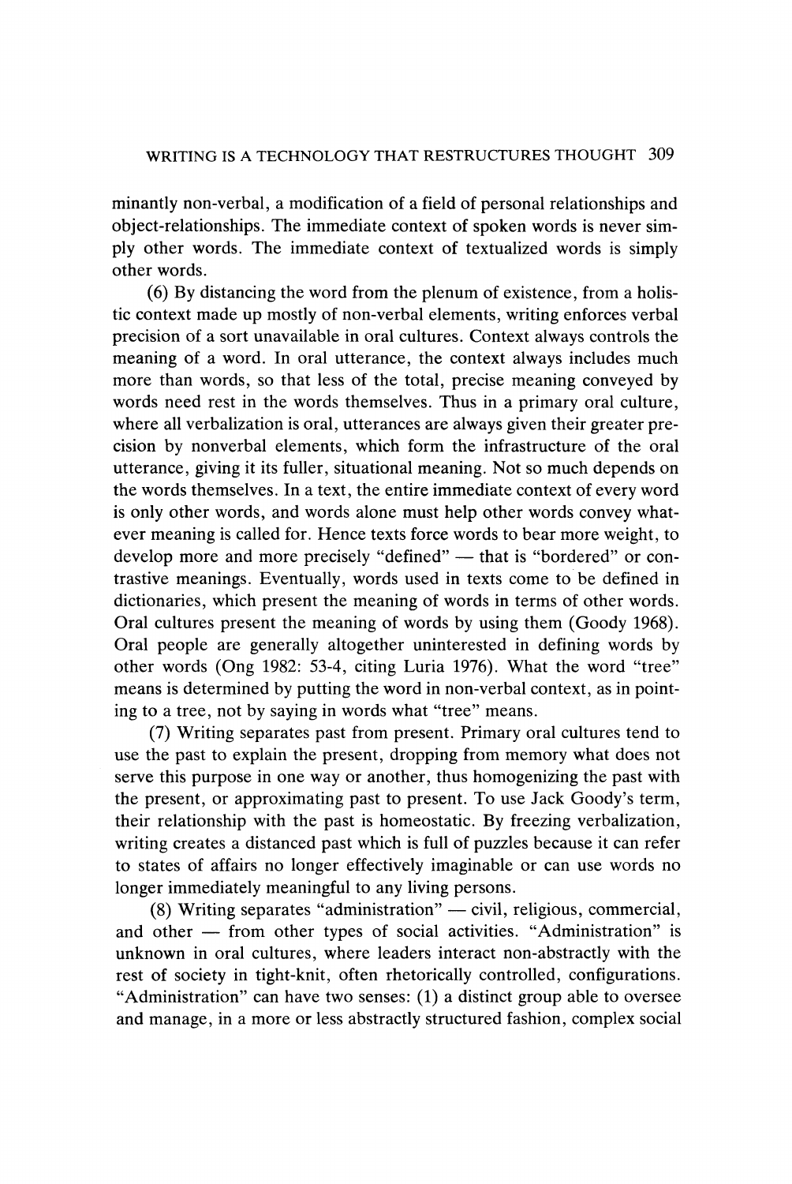minantly non-verbal, a modification of a field of personal relationships and object-relationships. The immediate context of spoken words is never simply other words. The immediate context of textualized words is simply other words.

(6) By distancing the word from the plenum of existence, from a holistic context made up mostly of non-verbal elements, writing enforces verbal precision of a sort unavailable in oral cultures. Context always controls the meaning of a word. In oral utterance, the context always includes much more than words, so that less of the total, precise meaning conveyed by words need rest in the words themselves. Thus in a primary oral culture, where all verbalization is oral, utterances are always given their greater precision by nonverbal elements, which form the infrastructure of the oral utterance, giving it its fuller, situational meaning. Not so much depends on the words themselves. In a text, the entire immediate context of every word is only other words, and words alone must help other words convey whatever meaning is called for. Hence texts force words to bear more weight, to develop more and more precisely "defined" — that is "bordered" or contrastive meanings. Eventually, words used in texts come to be defined in dictionaries, which present the meaning of words in terms of other words. Oral cultures present the meaning of words by using them (Goody 1968). Oral people are generally altogether uninterested in defining words by other words (Ong 1982: 53-4, citing Luria 1976). What the word "tree" means is determined by putting the word in non-verbal context, as in pointing to a tree, not by saying in words what "tree" means.

(7) Writing separates past from present. Primary oral cultures tend to use the past to explain the present, dropping from memory what does not serve this purpose in one way or another, thus homogenizing the past with the present, or approximating past to present. To use Jack Goody's term, their relationship with the past is homeostatic. By freezing verbalization, writing creates a distanced past which is full of puzzles because it can refer to states of affairs no longer effectively imaginable or can use words no longer immediately meaningful to any living persons.

(8) Writing separates "administration" — civil, religious, commercial, and other — from other types of social activities. "Administration" is unknown in oral cultures, where leaders interact non-abstractly with the rest of society in tight-knit, often rhetorically controlled, configurations. "Administration" can have two senses: (1) a distinct group able to oversee and manage, in a more or less abstractly structured fashion, complex social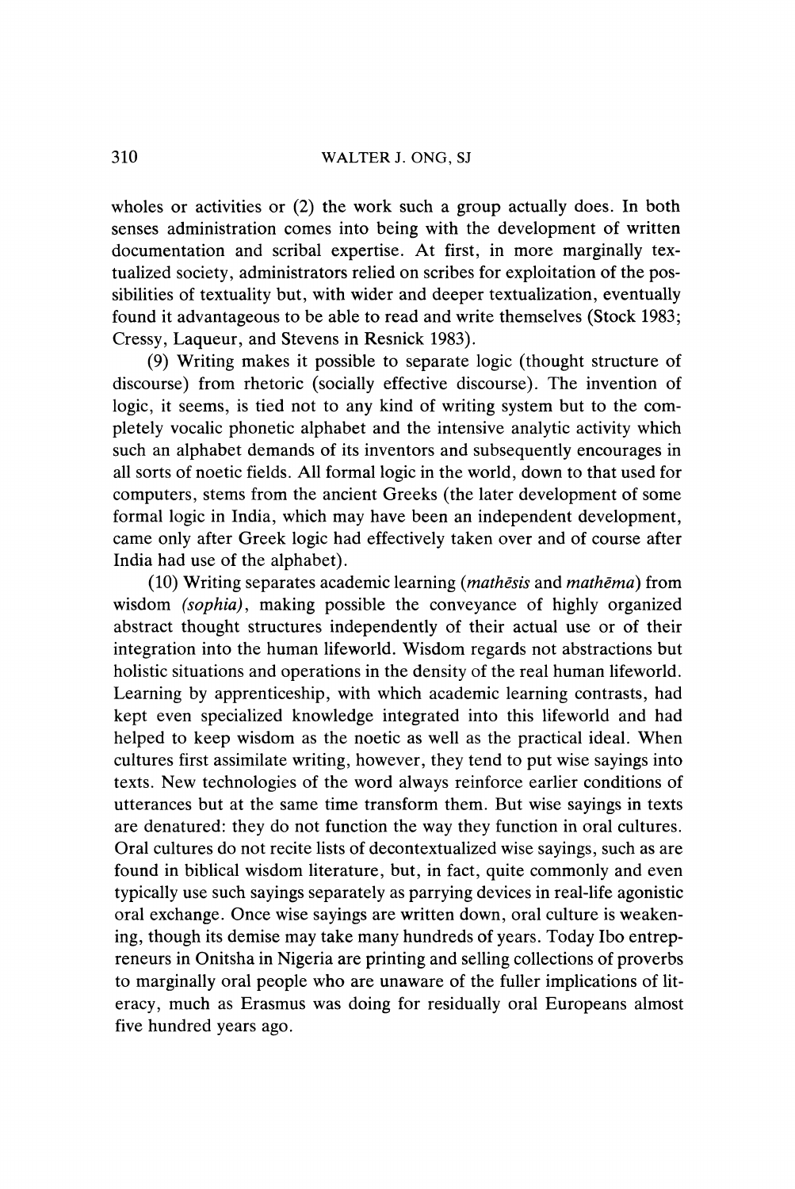wholes or activities or (2) the work such a group actually does. In both senses administration comes into being with the development of written documentation and scribal expertise. At first, in more marginally textualized society, administrators relied on scribes for exploitation of the possibilities of textuality but, with wider and deeper textualization, eventually found it advantageous to be able to read and write themselves (Stock 1983; Cressy, Laqueur, and Stevens in Resnick 1983).

(9) Writing makes it possible to separate logic (thought structure of discourse) from rhetoric (socially effective discourse). The invention of logic, it seems, is tied not to any kind of writing system but to the completely vocalic phonetic alphabet and the intensive analytic activity which such an alphabet demands of its inventors and subsequently encourages in all sorts of noetic fields. All formal logic in the world, down to that used for computers, stems from the ancient Greeks (the later development of some formal logic in India, which may have been an independent development, came only after Greek logic had effectively taken over and of course after India had use of the alphabet).

(10) Writing separates academic learning (*mathēsis* and *mathēma*) from wisdom (*sophia*), making possible the conveyance of highly organized abstract thought structures independently of their actual use or of their integration into the human lifeworld. Wisdom regards not abstractions but holistic situations and operations in the density of the real human lifeworld. Learning by apprenticeship, with which academic learning contrasts, had kept even specialized knowledge integrated into this lifeworld and had helped to keep wisdom as the noetic as well as the practical ideal. When cultures first assimilate writing, however, they tend to put wise sayings into texts. New technologies of the word always reinforce earlier conditions of utterances but at the same time transform them. But wise sayings in texts are denatured: they do not function the way they function in oral cultures. Oral cultures do not recite lists of decontextualized wise sayings, such as are found in biblical wisdom literature, but, in fact, quite commonly and even typically use such sayings separately as parrying devices in real-life agonistic oral exchange. Once wise sayings are written down, oral culture is weakening, though its demise may take many hundreds of years. Today Ibo entrepreneurs in Onitsha in Nigeria are printing and selling collections of proverbs to marginally oral people who are unaware of the fuller implications of literacy, much as Erasmus was doing for residually oral Europeans almost five hundred years ago.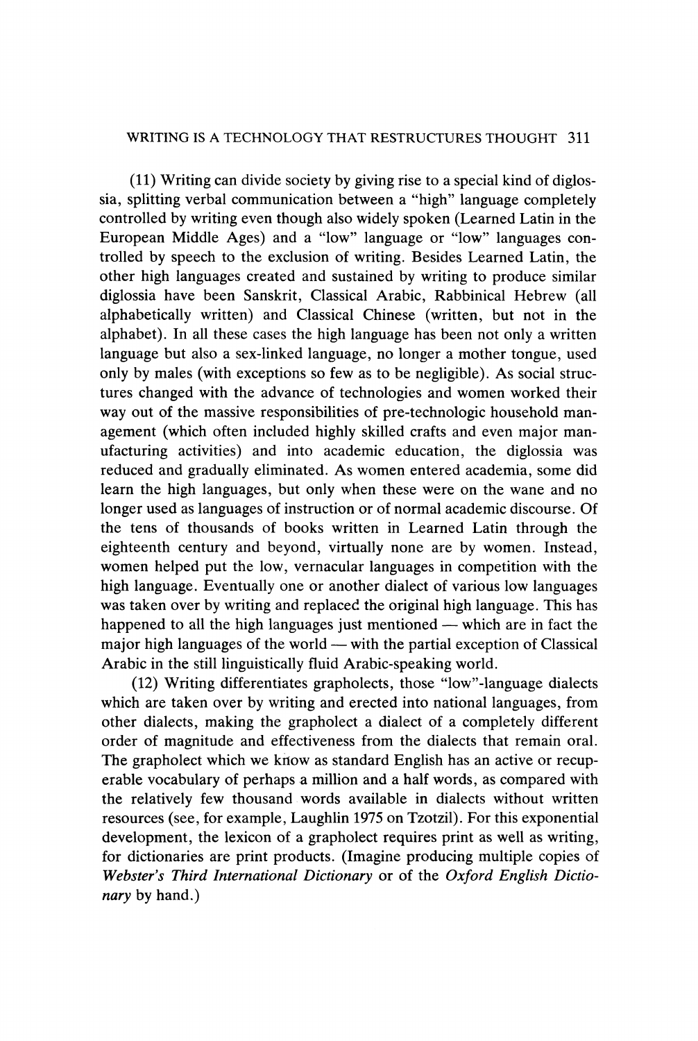(11) Writing can divide society by giving rise to a special kind of diglossia, splitting verbal communication between a "high" language completely controlled by writing even though also widely spoken (Learned Latin in the European Middle Ages) and a "low" language or "low" languages controlled by speech to the exclusion of writing. Besides Learned Latin, the other high languages created and sustained by writing to produce similar diglossia have been Sanskrit, Classical Arabic, Rabbinical Hebrew (all alphabetically written) and Classical Chinese (written, but not in the alphabet). In all these cases the high language has been not only a written language but also a sex-linked language, no longer a mother tongue, used only by males (with exceptions so few as to be negligible). As social structures changed with the advance of technologies and women worked their way out of the massive responsibilities of pre-technologic household management (which often included highly skilled crafts and even major manufacturing activities) and into academic education, the diglossia was reduced and gradually eliminated. As women entered academia, some did learn the high languages, but only when these were on the wane and no longer used as languages of instruction or of normal academic discourse. Of the tens of thousands of books written in Learned Latin through the eighteenth century and beyond, virtually none are by women. Instead, women helped put the low, vernacular languages in competition with the high language. Eventually one or another dialect of various low languages was taken over by writing and replaced the original high language. This has happened to all the high languages just mentioned — which are in fact the major high languages of the world — with the partial exception of Classical Arabic in the still linguistically fluid Arabic-speaking world.

(12) Writing differentiates grapholects, those "low"-language dialects which are taken over by writing and erected into national languages, from other dialects, making the grapholect a dialect of a completely different order of magnitude and effectiveness from the dialects that remain oral. The grapholect which we know as standard English has an active or recuperable vocabulary of perhaps a million and a half words, as compared with the relatively few thousand words available in dialects without written resources (see, for example, Laughlin 1975 on Tzotzil). For this exponential development, the lexicon of a grapholect requires print as well as writing, for dictionaries are print products. (Imagine producing multiple copies of *Webster's Third International Dictionary* or of the *Oxford English Dictionary* by hand.)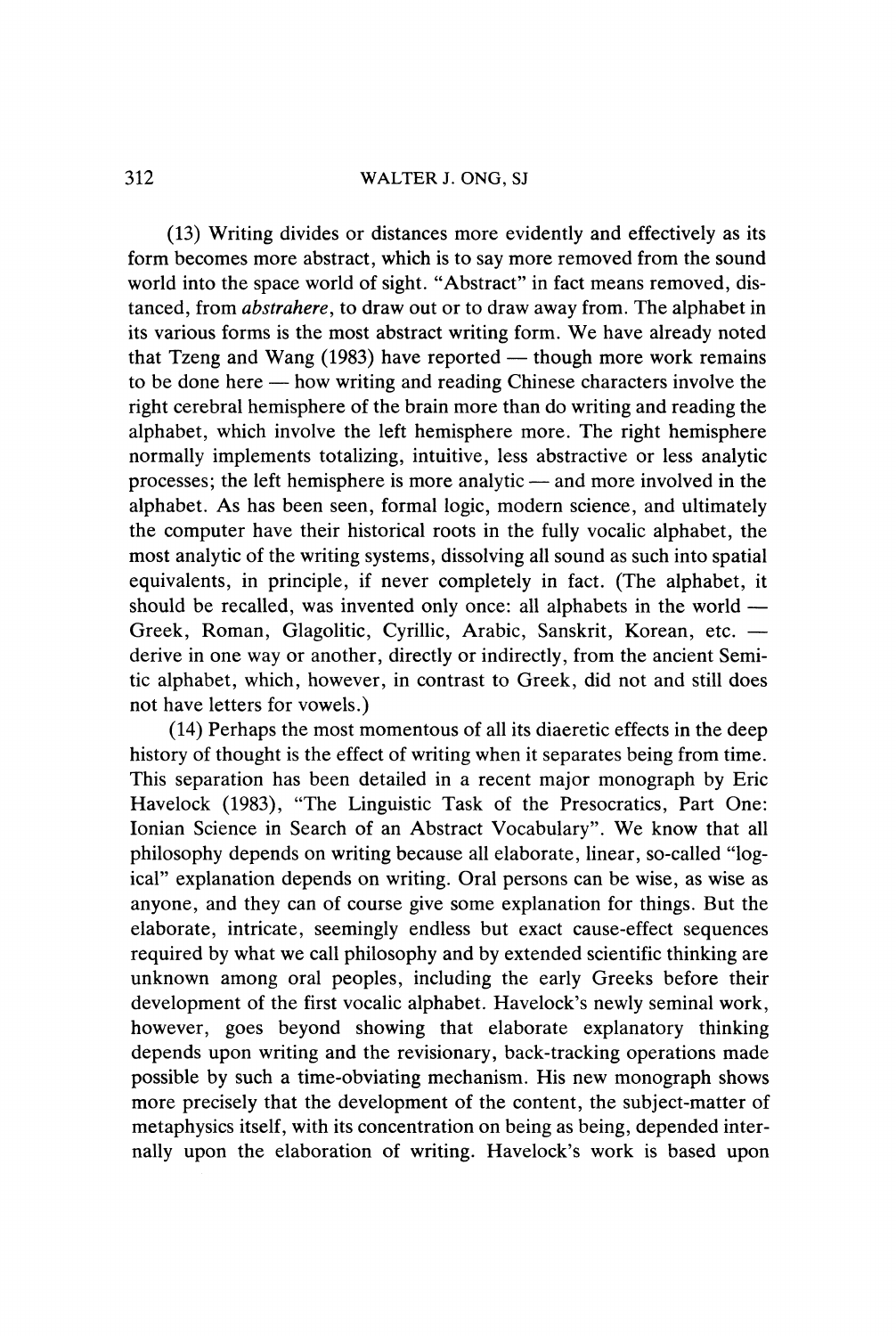(13) Writing divides or distances more evidently and effectively as its form becomes more abstract, which is to say more removed from the sound world into the space world of sight. "Abstract" in fact means removed, distanced, from *abstrahere*, to draw out or to draw away from. The alphabet in its various forms is the most abstract writing form. We have already noted that Tzeng and Wang (1983) have reported — though more work remains to be done here — how writing and reading Chinese characters involve the right cerebral hemisphere of the brain more than do writing and reading the alphabet, which involve the left hemisphere more. The right hemisphere normally implements totalizing, intuitive, less abstractive or less analytic processes; the left hemisphere is more analytic — and more involved in the alphabet. As has been seen, formal logic, modern science, and ultimately the computer have their historical roots in the fully vocalic alphabet, the most analytic of the writing systems, dissolving all sound as such into spatial equivalents, in principle, if never completely in fact. (The alphabet, it should be recalled, was invented only once: all alphabets in the world — Greek, Roman, Glagolitic, Cyrillic, Arabic, Sanskrit, Korean, etc. — derive in one way or another, directly or indirectly, from the ancient Semitic alphabet, which, however, in contrast to Greek, did not and still does not have letters for vowels.)

(14) Perhaps the most momentous of all its diaeretic effects in the deep history of thought is the effect of writing when it separates being from time. This separation has been detailed in a recent major monograph by Eric Havelock (1983), "The Linguistic Task of the Presocratics, Part One: Ionian Science in Search of an Abstract Vocabulary". We know that all philosophy depends on writing because all elaborate, linear, so-called "logical" explanation depends on writing. Oral persons can be wise, as wise as anyone, and they can of course give some explanation for things. But the elaborate, intricate, seemingly endless but exact cause-effect sequences required by what we call philosophy and by extended scientific thinking are unknown among oral peoples, including the early Greeks before their development of the first vocalic alphabet. Havelock's newly seminal work, however, goes beyond showing that elaborate explanatory thinking depends upon writing and the revisionary, back-tracking operations made possible by such a time-obviating mechanism. His new monograph shows more precisely that the development of the content, the subject-matter of metaphysics itself, with its concentration on being as being, depended internally upon the elaboration of writing. Havelock's work is based upon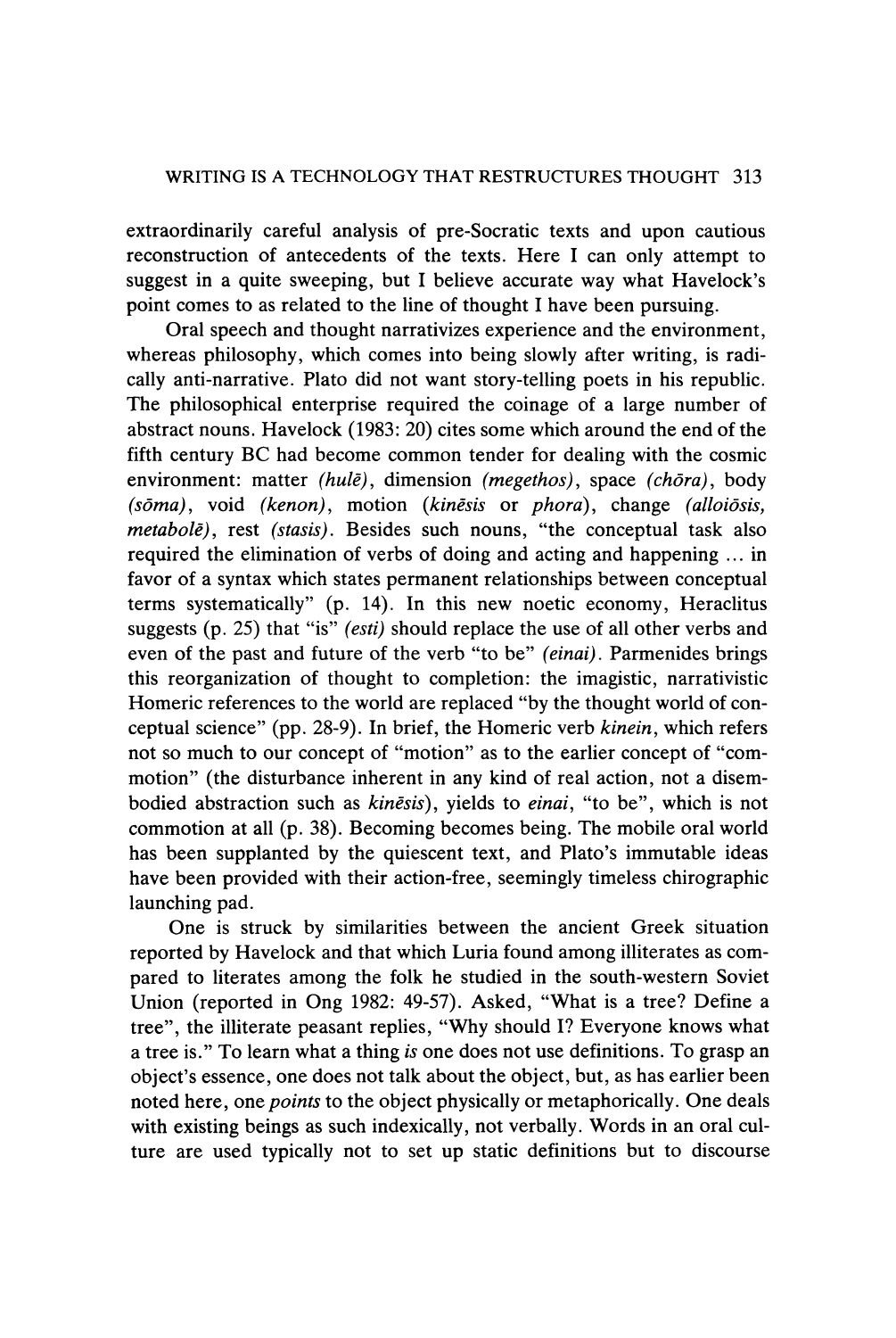extraordinarily careful analysis of pre-Socratic texts and upon cautious reconstruction of antecedents of the texts. Here I can only attempt to suggest in a quite sweeping, but I believe accurate way what Havelock's point comes to as related to the line of thought I have been pursuing.

Oral speech and thought narrativizes experience and the environment, whereas philosophy, which comes into being slowly after writing, is radically anti-narrative. Plato did not want story-telling poets in his republic. The philosophical enterprise required the coinage of a large number of abstract nouns. Havelock (1983: 20) cites some which around the end of the fifth century BC had become common tender for dealing with the cosmic environment: matter *(hulē)*, dimension *(megethos)*, space *(chōra)*, body *(sōma)*, void *(kenon)*, motion *(kinēsis* or *phora)*, change *(alloiōsis, metabolē)*, rest *(stasis)*. Besides such nouns, "the conceptual task also required the elimination of verbs of doing and acting and happening ... in favor of a syntax which states permanent relationships between conceptual terms systematically" (p. 14). In this new noetic economy, Heraclitus suggests (p. 25) that "is" *(esti)* should replace the use of all other verbs and even of the past and future of the verb "to be" *(einai)*. Parmenides brings this reorganization of thought to completion: the imagistic, narrativistic Homeric references to the world are replaced "by the thought world of conceptual science" (pp. 28-9). In brief, the Homeric verb *kinein*, which refers not so much to our concept of "motion" as to the earlier concept of "commotion" (the disturbance inherent in any kind of real action, not a disembodied abstraction such as *kinēsis*), yields to *einai*, "to be", which is not commotion at all (p. 38). Becoming becomes being. The mobile oral world has been supplanted by the quiescent text, and Plato's immutable ideas have been provided with their action-free, seemingly timeless chirographic launching pad.

One is struck by similarities between the ancient Greek situation reported by Havelock and that which Luria found among illiterates as compared to literates among the folk he studied in the south-western Soviet Union (reported in Ong 1982: 49-57). Asked, "What is a tree? Define a tree", the illiterate peasant replies, "Why should I? Everyone knows what a tree is." To learn what a thing *is* one does not use definitions. To grasp an object's essence, one does not talk about the object, but, as has earlier been noted here, one *points* to the object physically or metaphorically. One deals with existing beings as such indexically, not verbally. Words in an oral culture are used typically not to set up static definitions but to discourse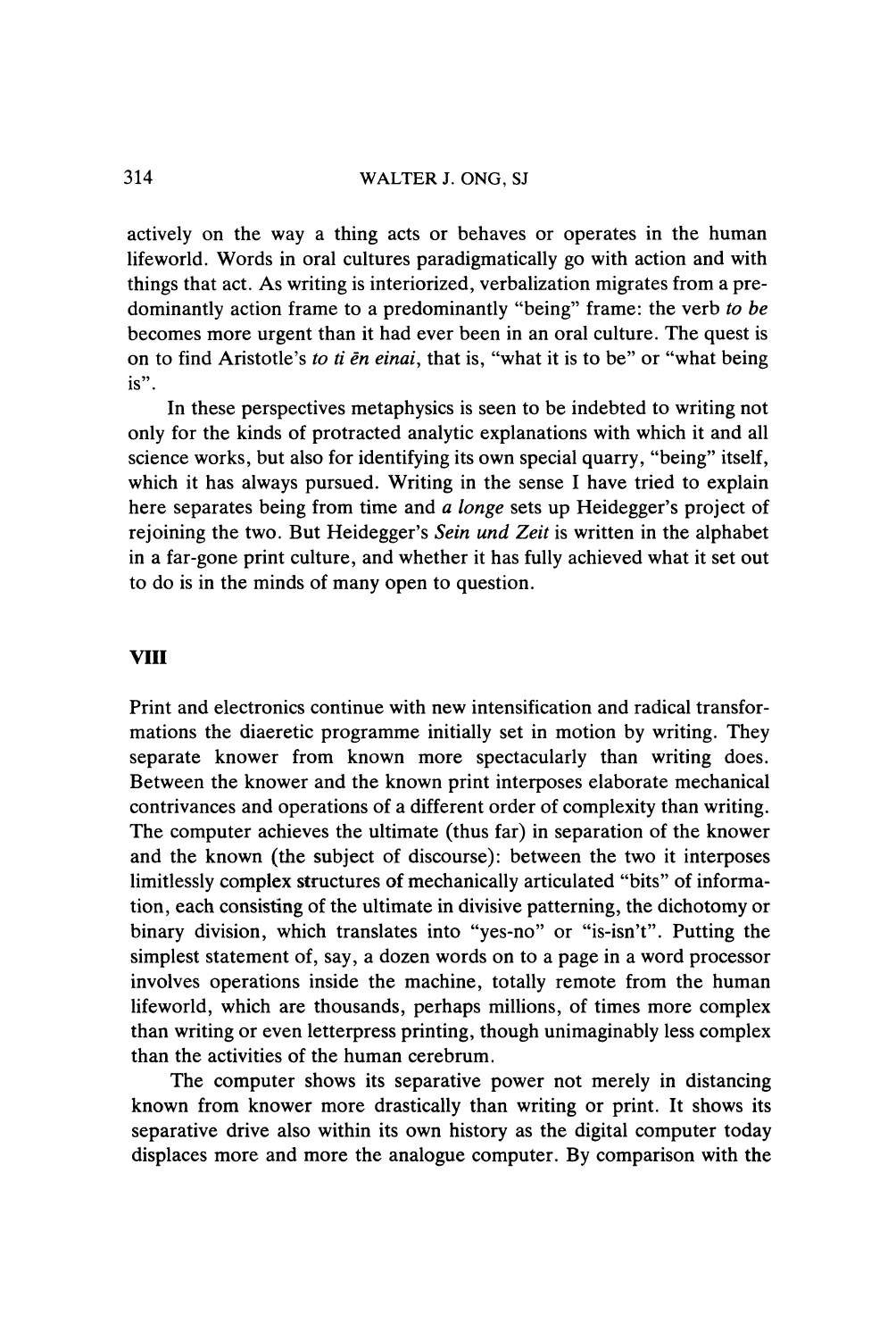actively on the way a thing acts or behaves or operates in the human lifeworld. Words in oral cultures paradigmatically go with action and with things that act. As writing is interiorized, verbalization migrates from a predominantly action frame to a predominantly "being" frame: the verb *to be* becomes more urgent than it had ever been in an oral culture. The quest is on to find Aristotle's *to ti ēn einai*, that is, "what it is to be" or "what being is".

In these perspectives metaphysics is seen to be indebted to writing not only for the kinds of protracted analytic explanations with which it and all science works, but also for identifying its own special quarry, "being" itself, which it has always pursued. Writing in the sense I have tried to explain here separates being from time and *a longe* sets up Heidegger's project of rejoining the two. But Heidegger's *Sein und Zeit* is written in the alphabet in a far-gone print culture, and whether it has fully achieved what it set out to do is in the minds of many open to question.

## VIII

Print and electronics continue with new intensification and radical transformations the diaeretic programme initially set in motion by writing. They separate knower from known more spectacularly than writing does. Between the knower and the known print interposes elaborate mechanical contrivances and operations of a different order of complexity than writing. The computer achieves the ultimate (thus far) in separation of the knower and the known (the subject of discourse): between the two it interposes limitlessly complex structures of mechanically articulated "bits" of information, each consisting of the ultimate in divisive patterning, the dichotomy or binary division, which translates into "yes-no" or "is-isn't". Putting the simplest statement of, say, a dozen words on to a page in a word processor involves operations inside the machine, totally remote from the human lifeworld, which are thousands, perhaps millions, of times more complex than writing or even letterpress printing, though unimaginably less complex than the activities of the human cerebrum.

The computer shows its separative power not merely in distancing known from knower more drastically than writing or print. It shows its separative drive also within its own history as the digital computer today displaces more and more the analogue computer. By comparison with the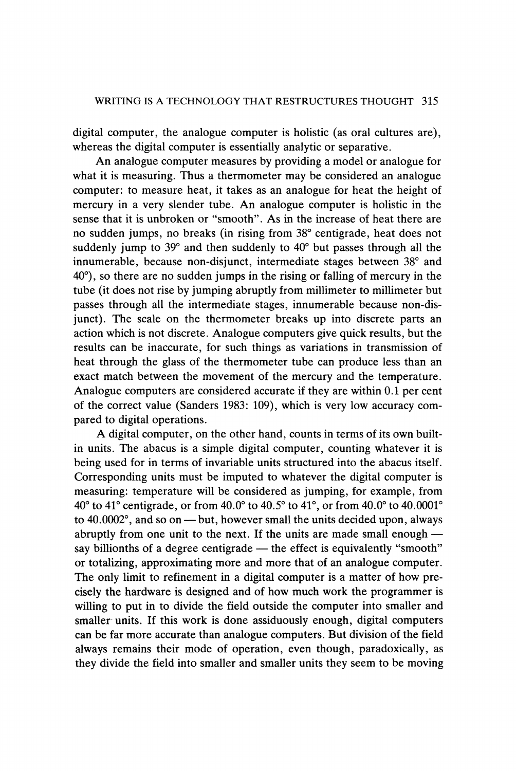digital computer, the analogue computer is holistic (as oral cultures are), whereas the digital computer is essentially analytic or separative.

An analogue computer measures by providing a model or analogue for what it is measuring. Thus a thermometer may be considered an analogue computer: to measure heat, it takes as an analogue for heat the height of mercury in a very slender tube. An analogue computer is holistic in the sense that it is unbroken or "smooth". As in the increase of heat there are no sudden jumps, no breaks (in rising from 38° centigrade, heat does not suddenly jump to 39° and then suddenly to 40° but passes through all the innumerable, because non-disjunct, intermediate stages between 38° and 40°), so there are no sudden jumps in the rising or falling of mercury in the tube (it does not rise by jumping abruptly from millimeter to millimeter but passes through all the intermediate stages, innumerable because non-disjunct). The scale on the thermometer breaks up into discrete parts an action which is not discrete. Analogue computers give quick results, but the results can be inaccurate, for such things as variations in transmission of heat through the glass of the thermometer tube can produce less than an exact match between the movement of the mercury and the temperature. Analogue computers are considered accurate if they are within 0.1 per cent of the correct value (Sanders 1983: 109), which is very low accuracy compared to digital operations.

A digital computer, on the other hand, counts in terms of its own built-in units. The abacus is a simple digital computer, counting whatever it is being used for in terms of invariable units structured into the abacus itself. Corresponding units must be imputed to whatever the digital computer is measuring: temperature will be considered as jumping, for example, from 40° to 41° centigrade, or from 40.0° to 40.5° to 41°, or from 40.0° to 40.0001° to 40.0002°, and so on — but, however small the units decided upon, always abruptly from one unit to the next. If the units are made small enough — say billionths of a degree centigrade — the effect is equivalently "smooth" or totalizing, approximating more and more that of an analogue computer. The only limit to refinement in a digital computer is a matter of how precisely the hardware is designed and of how much work the programmer is willing to put in to divide the field outside the computer into smaller and smaller units. If this work is done assiduously enough, digital computers can be far more accurate than analogue computers. But division of the field always remains their mode of operation, even though, paradoxically, as they divide the field into smaller and smaller units they seem to be moving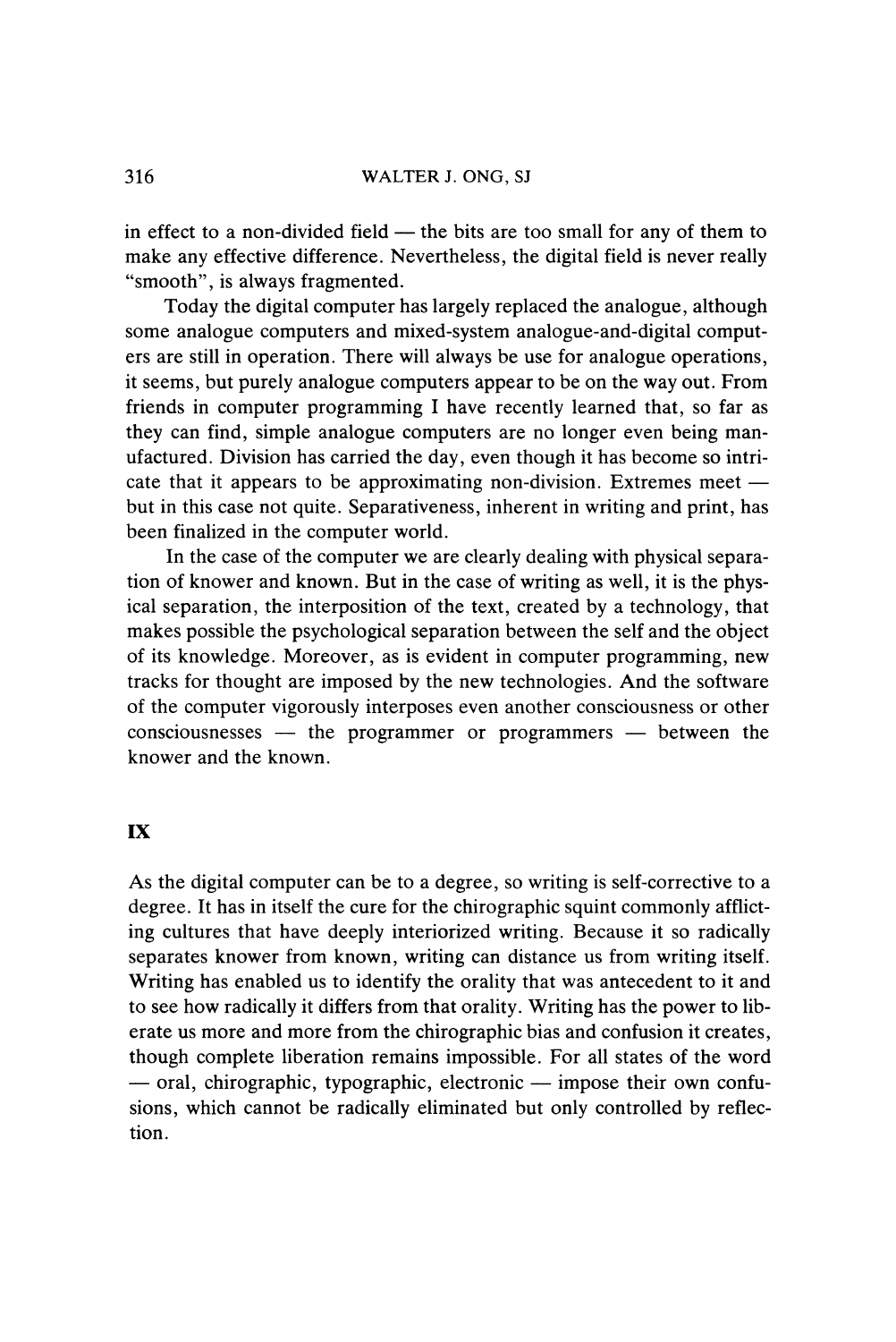in effect to a non-divided field — the bits are too small for any of them to make any effective difference. Nevertheless, the digital field is never really "smooth", is always fragmented.

Today the digital computer has largely replaced the analogue, although some analogue computers and mixed-system analogue-and-digital computers are still in operation. There will always be use for analogue operations, it seems, but purely analogue computers appear to be on the way out. From friends in computer programming I have recently learned that, so far as they can find, simple analogue computers are no longer even being manufactured. Division has carried the day, even though it has become so intricate that it appears to be approximating non-division. Extremes meet — but in this case not quite. Separativeness, inherent in writing and print, has been finalized in the computer world.

In the case of the computer we are clearly dealing with physical separation of knower and known. But in the case of writing as well, it is the physical separation, the interposition of the text, created by a technology, that makes possible the psychological separation between the self and the object of its knowledge. Moreover, as is evident in computer programming, new tracks for thought are imposed by the new technologies. And the software of the computer vigorously interposes even another consciousness or other consciousnesses — the programmer or programmers — between the knower and the known.

## IX

As the digital computer can be to a degree, so writing is self-corrective to a degree. It has in itself the cure for the chirographic squint commonly afflicting cultures that have deeply interiorized writing. Because it so radically separates knower from known, writing can distance us from writing itself. Writing has enabled us to identify the orality that was antecedent to it and to see how radically it differs from that orality. Writing has the power to liberate us more and more from the chirographic bias and confusion it creates, though complete liberation remains impossible. For all states of the word — oral, chirographic, typographic, electronic — impose their own confusions, which cannot be radically eliminated but only controlled by reflection.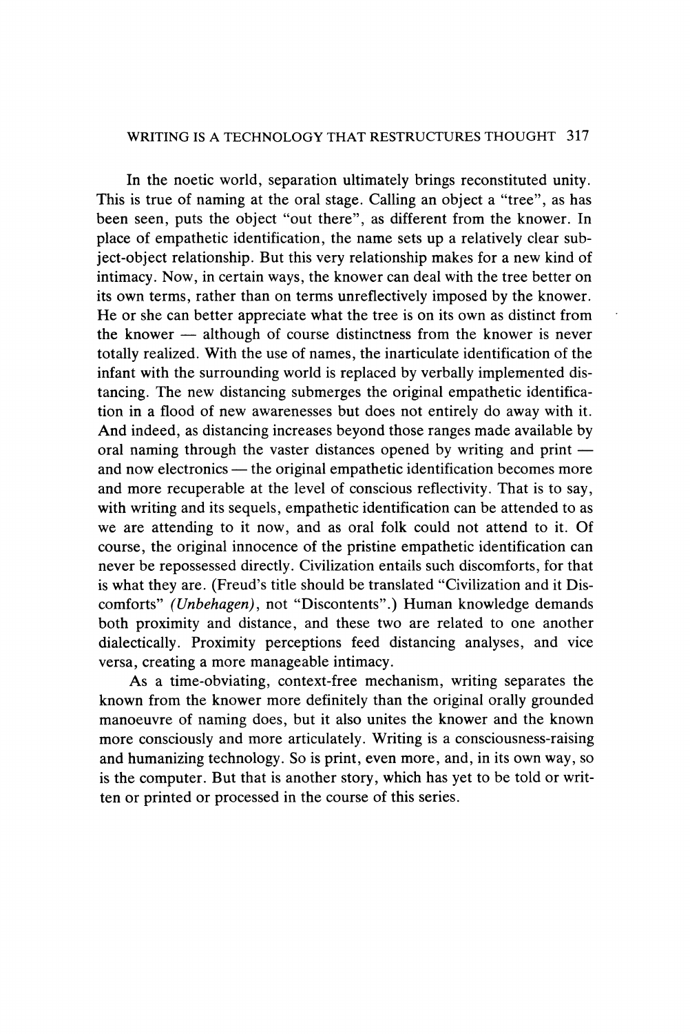In the noetic world, separation ultimately brings reconstituted unity. This is true of naming at the oral stage. Calling an object a "tree", as has been seen, puts the object "out there", as different from the knower. In place of empathetic identification, the name sets up a relatively clear subject-object relationship. But this very relationship makes for a new kind of intimacy. Now, in certain ways, the knower can deal with the tree better on its own terms, rather than on terms unreflectively imposed by the knower. He or she can better appreciate what the tree is on its own as distinct from the knower — although of course distinctness from the knower is never totally realized. With the use of names, the inarticulate identification of the infant with the surrounding world is replaced by verbally implemented distancing. The new distancing submerges the original empathetic identification in a flood of new awarenesses but does not entirely do away with it. And indeed, as distancing increases beyond those ranges made available by oral naming through the vaster distances opened by writing and print — and now electronics — the original empathetic identification becomes more and more recuperable at the level of conscious reflectivity. That is to say, with writing and its sequels, empathetic identification can be attended to as we are attending to it now, and as oral folk could not attend to it. Of course, the original innocence of the pristine empathetic identification can never be repossessed directly. Civilization entails such discomforts, for that is what they are. (Freud's title should be translated "Civilization and it Discomforts" *(Unbehagen)*, not "Discontents".) Human knowledge demands both proximity and distance, and these two are related to one another dialectically. Proximity perceptions feed distancing analyses, and vice versa, creating a more manageable intimacy.

As a time-obviating, context-free mechanism, writing separates the known from the knower more definitely than the original orally grounded manoeuvre of naming does, but it also unites the knower and the known more consciously and more articulately. Writing is a consciousness-raising and humanizing technology. So is print, even more, and, in its own way, so is the computer. But that is another story, which has yet to be told or written or printed or processed in the course of this series.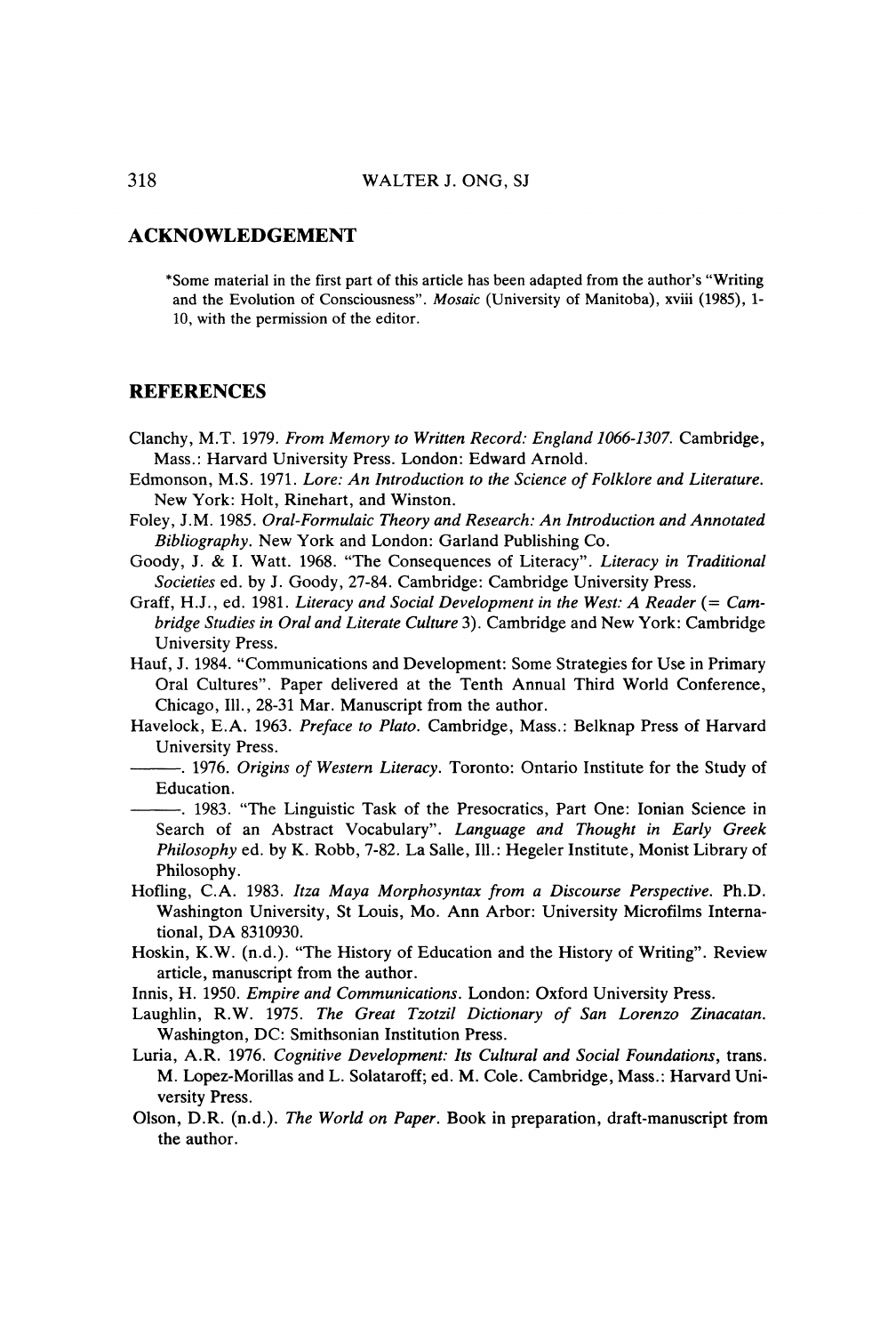## ACKNOWLEDGEMENT

*Some material in the first part of this article has been adapted from the author's "Writing and the Evolution of Consciousness". *Mosaic* (University of Manitoba), xviii (1985), 1-10, with the permission of the editor.

## REFERENCES

Clanchy, M.T. 1979. *From Memory to Written Record: England 1066-1307*. Cambridge, Mass.: Harvard University Press. London: Edward Arnold.

Edmonson, M.S. 1971. *Lore: An Introduction to the Science of Folklore and Literature*. New York: Holt, Rinehart, and Winston.

Foley, J.M. 1985. *Oral-Formulaic Theory and Research: An Introduction and Annotated Bibliography*. New York and London: Garland Publishing Co.

Goody, J. & I. Watt. 1968. "The Consequences of Literacy". *Literacy in Traditional Societies* ed. by J. Goody, 27-84. Cambridge: Cambridge University Press.

Graff, H.J., ed. 1981. *Literacy and Social Development in the West: A Reader* (= *Cambridge Studies in Oral and Literate Culture* 3). Cambridge and New York: Cambridge University Press.

Hauf, J. 1984. "Communications and Development: Some Strategies for Use in Primary Oral Cultures". Paper delivered at the Tenth Annual Third World Conference, Chicago, Ill., 28-31 Mar. Manuscript from the author.

Havelock, E.A. 1963. *Preface to Plato*. Cambridge, Mass.: Belknap Press of Harvard University Press.

———. 1976. *Origins of Western Literacy*. Toronto: Ontario Institute for the Study of Education.

———. 1983. "The Linguistic Task of the Presocratics, Part One: Ionian Science in Search of an Abstract Vocabulary". *Language and Thought in Early Greek Philosophy* ed. by K. Robb, 7-82. La Salle, Ill.: Hegeler Institute, Monist Library of Philosophy.

Hofling, C.A. 1983. *Itza Maya Morphosyntax from a Discourse Perspective*. Ph.D. Washington University, St Louis, Mo. Ann Arbor: University Microfilms International, DA 8310930.

Hoskin, K.W. (n.d.). "The History of Education and the History of Writing". Review article, manuscript from the author.

Innis, H. 1950. *Empire and Communications*. London: Oxford University Press.

Laughlin, R.W. 1975. *The Great Tzotzil Dictionary of San Lorenzo Zinacatan*. Washington, DC: Smithsonian Institution Press.

Luria, A.R. 1976. *Cognitive Development: Its Cultural and Social Foundations*, trans. M. Lopez-Morillas and L. Solataroff; ed. M. Cole. Cambridge, Mass.: Harvard University Press.

Olson, D.R. (n.d.). *The World on Paper*. Book in preparation, draft-manuscript from the author.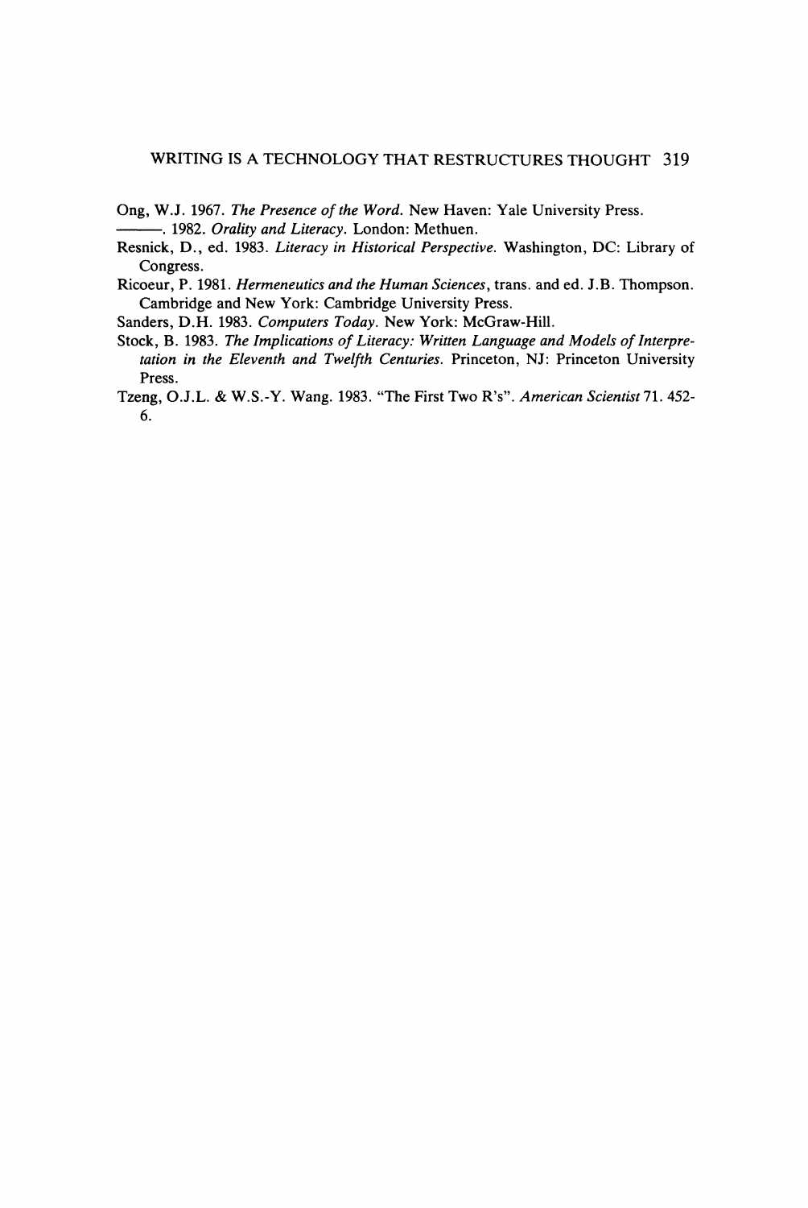Ong, W.J. 1967. *The Presence of the Word*. New Haven: Yale University Press.

———. 1982. *Orality and Literacy*. London: Methuen.

Resnick, D., ed. 1983. *Literacy in Historical Perspective*. Washington, DC: Library of Congress.

Ricoeur, P. 1981. *Hermeneutics and the Human Sciences*, trans. and ed. J.B. Thompson. Cambridge and New York: Cambridge University Press.

Sanders, D.H. 1983. *Computers Today*. New York: McGraw-Hill.

Stock, B. 1983. *The Implications of Literacy: Written Language and Models of Interpretation in the Eleventh and Twelfth Centuries*. Princeton, NJ: Princeton University Press.

Tzeng, O.J.L. & W.S.-Y. Wang. 1983. "The First Two R's". *American Scientist* 71. 452-6.